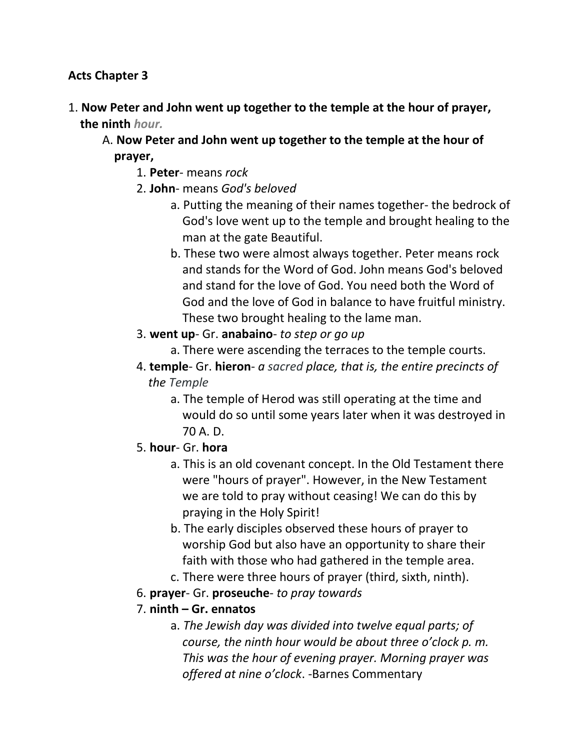**Acts Chapter 3**

1. **Now Peter and John went up together to the temple at the hour of prayer, the ninth *hour.***
    - A. **Now Peter and John went up together to the temple at the hour of prayer,**
        1. **Peter**- means *rock*
        2. **John**- means *God's beloved*
            - a. Putting the meaning of their names together- the bedrock of God's love went up to the temple and brought healing to the man at the gate Beautiful.
            - b. These two were almost always together. Peter means rock and stands for the Word of God. John means God's beloved and stand for the love of God. You need both the Word of God and the love of God in balance to have fruitful ministry. These two brought healing to the lame man.
        3. **went up**- Gr. **anabaino**- *to step or go up*
            - a. There were ascending the terraces to the temple courts.
        4. **temple**- Gr. **hieron**- *a sacred place, that is, the entire precincts of the Temple*
            - a. The temple of Herod was still operating at the time and would do so until some years later when it was destroyed in 70 A. D.
        5. **hour**- Gr. **hora**
            - a. This is an old covenant concept. In the Old Testament there were "hours of prayer". However, in the New Testament we are told to pray without ceasing! We can do this by praying in the Holy Spirit!
            - b. The early disciples observed these hours of prayer to worship God but also have an opportunity to share their faith with those who had gathered in the temple area.
            - c. There were three hours of prayer (third, sixth, ninth).
        6. **prayer**- Gr. **proseuche**- *to pray towards*
        7. **ninth – Gr. ennatos**
            - a. *The Jewish day was divided into twelve equal parts; of course, the ninth hour would be about three o'clock p. m. This was the hour of evening prayer. Morning prayer was offered at nine o'clock*. -Barnes Commentary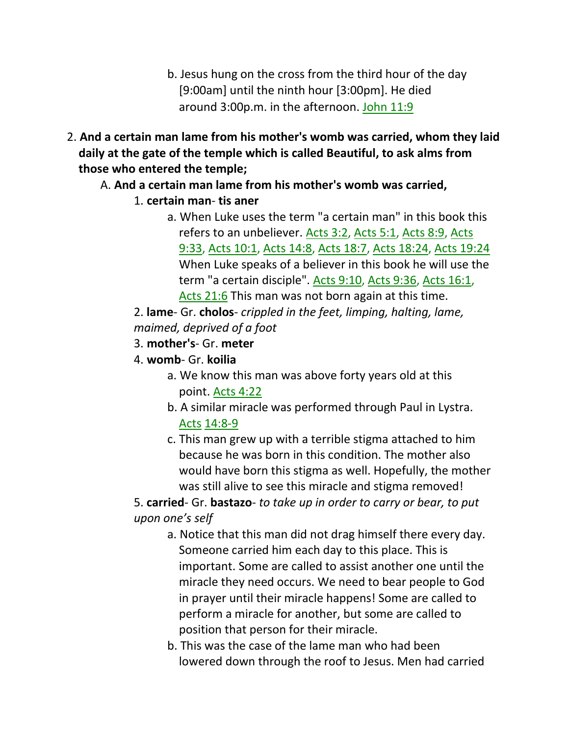b. Jesus hung on the cross from the third hour of the day [9:00am] until the ninth hour [3:00pm]. He died around 3:00p.m. in the afternoon. John 11:9

2. **And a certain man lame from his mother's womb was carried, whom they laid daily at the gate of the temple which is called Beautiful, to ask alms from those who entered the temple;**

   A. **And a certain man lame from his mother's womb was carried,**

      1. **certain man**- **tis aner**

         a. When Luke uses the term "a certain man" in this book this refers to an unbeliever. Acts 3:2, Acts 5:1, Acts 8:9, Acts 9:33, Acts 10:1, Acts 14:8, Acts 18:7, Acts 18:24, Acts 19:24 When Luke speaks of a believer in this book he will use the term "a certain disciple". Acts 9:10, Acts 9:36, Acts 16:1, Acts 21:6 This man was not born again at this time.

      2. **lame**- Gr. **cholos**- *crippled in the feet, limping, halting, lame, maimed, deprived of a foot*

      3. **mother's**- Gr. **meter**

      4. **womb**- Gr. **koilia**

         a. We know this man was above forty years old at this point. Acts 4:22

         b. A similar miracle was performed through Paul in Lystra. Acts 14:8-9

         c. This man grew up with a terrible stigma attached to him because he was born in this condition. The mother also would have born this stigma as well. Hopefully, the mother was still alive to see this miracle and stigma removed!

      5. **carried**- Gr. **bastazo**- *to take up in order to carry or bear, to put upon one's self*

         a. Notice that this man did not drag himself there every day. Someone carried him each day to this place. This is important. Some are called to assist another one until the miracle they need occurs. We need to bear people to God in prayer until their miracle happens! Some are called to perform a miracle for another, but some are called to position that person for their miracle.

         b. This was the case of the lame man who had been lowered down through the roof to Jesus. Men had carried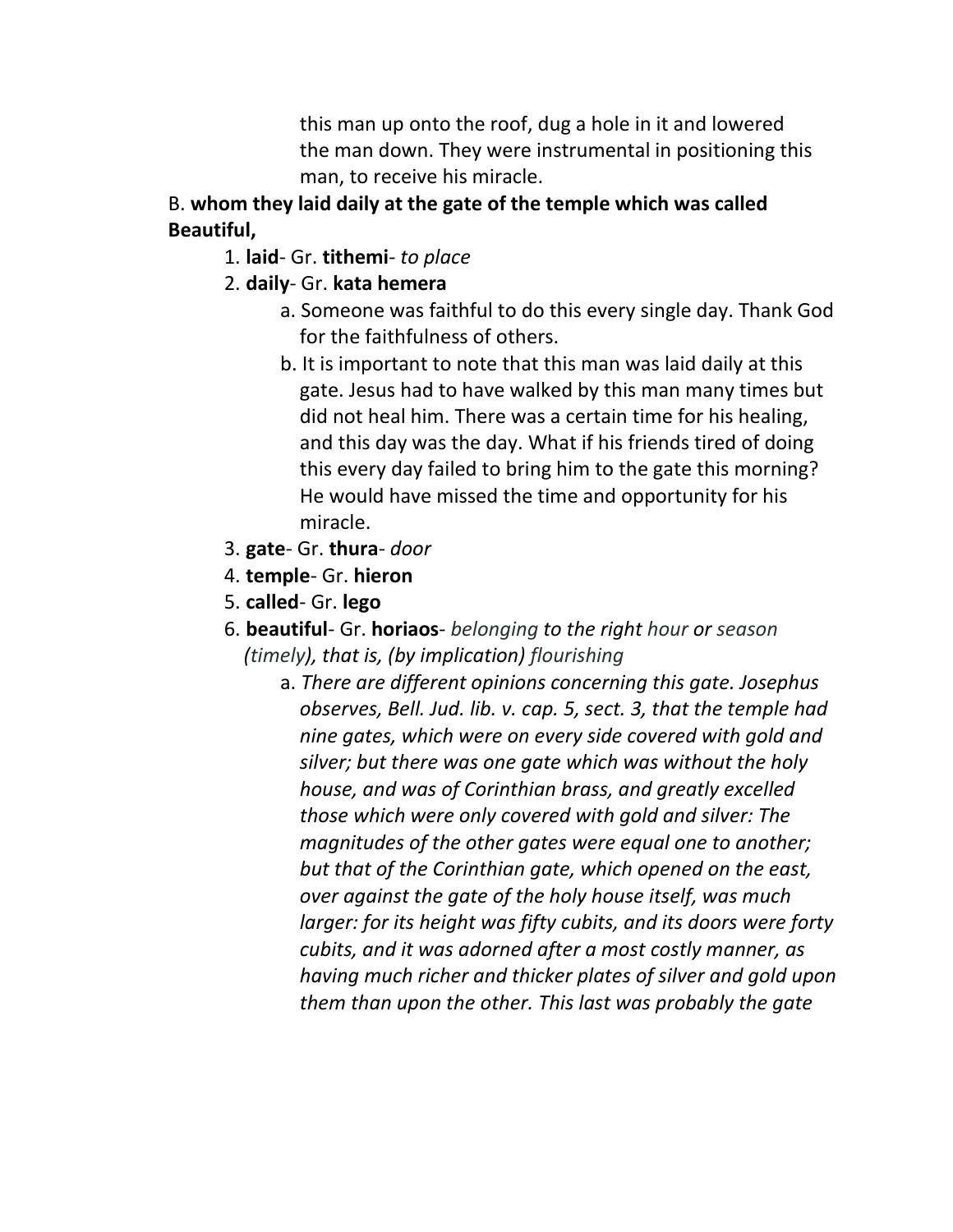this man up onto the roof, dug a hole in it and lowered the man down. They were instrumental in positioning this man, to receive his miracle.

B. **whom they laid daily at the gate of the temple which was called Beautiful,**

1. **laid**- Gr. **tithemi**- *to place*
2. **daily**- Gr. **kata hemera**
   a. Someone was faithful to do this every single day. Thank God for the faithfulness of others.
   b. It is important to note that this man was laid daily at this gate. Jesus had to have walked by this man many times but did not heal him. There was a certain time for his healing, and this day was the day. What if his friends tired of doing this every day failed to bring him to the gate this morning? He would have missed the time and opportunity for his miracle.
3. **gate**- Gr. **thura**- *door*
4. **temple**- Gr. **hieron**
5. **called**- Gr. **lego**
6. **beautiful**- Gr. **horiaos**- *belonging to the right hour or season (timely), that is, (by implication) flourishing*
   a. *There are different opinions concerning this gate. Josephus observes, Bell. Jud. lib. v. cap. 5, sect. 3, that the temple had nine gates, which were on every side covered with gold and silver; but there was one gate which was without the holy house, and was of Corinthian brass, and greatly excelled those which were only covered with gold and silver: The magnitudes of the other gates were equal one to another; but that of the Corinthian gate, which opened on the east, over against the gate of the holy house itself, was much larger: for its height was fifty cubits, and its doors were forty cubits, and it was adorned after a most costly manner, as having much richer and thicker plates of silver and gold upon them than upon the other. This last was probably the gate*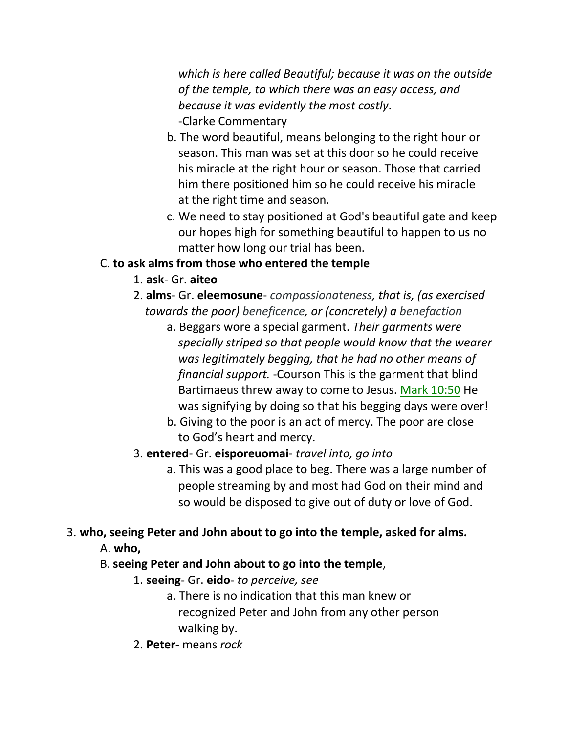*which is here called Beautiful; because it was on the outside of the temple, to which there was an easy access, and because it was evidently the most costly*.
-Clarke Commentary

b. The word beautiful, means belonging to the right hour or season. This man was set at this door so he could receive his miracle at the right hour or season. Those that carried him there positioned him so he could receive his miracle at the right time and season.

c. We need to stay positioned at God's beautiful gate and keep our hopes high for something beautiful to happen to us no matter how long our trial has been.

C. **to ask alms from those who entered the temple**

1. **ask**- Gr. **aiteo**

2. **alms**- Gr. **eleemosune**- *compassionateness, that is, (as exercised towards the poor) beneficence, or (concretely) a benefaction*

a. Beggars wore a special garment. *Their garments were specially striped so that people would know that the wearer was legitimately begging, that he had no other means of financial support.* -Courson This is the garment that blind Bartimaeus threw away to come to Jesus. Mark 10:50 He was signifying by doing so that his begging days were over!

b. Giving to the poor is an act of mercy. The poor are close to God's heart and mercy.

3. **entered**- Gr. **eisporeuomai**- *travel into, go into*

a. This was a good place to beg. There was a large number of people streaming by and most had God on their mind and so would be disposed to give out of duty or love of God.

3. **who, seeing Peter and John about to go into the temple, asked for alms.**

A. **who,**

B. **seeing Peter and John about to go into the temple**,

1. **seeing**- Gr. **eido**- *to perceive, see*

a. There is no indication that this man knew or recognized Peter and John from any other person walking by.

2. **Peter**- means *rock*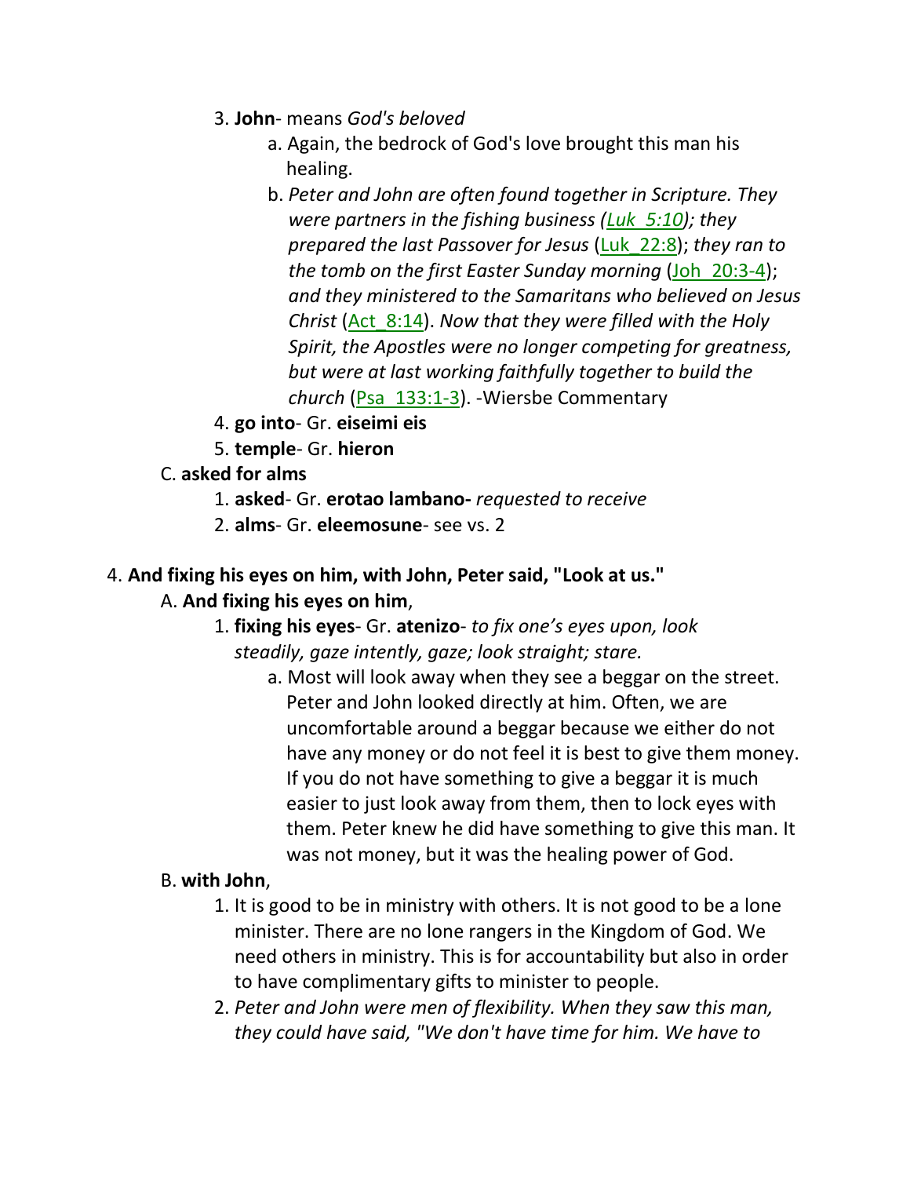3. **John**- means *God's beloved*
    a. Again, the bedrock of God's love brought this man his healing.
    b. *Peter and John are often found together in Scripture. They were partners in the fishing business (Luk_5:10); they prepared the last Passover for Jesus* (Luk_22:8); *they ran to the tomb on the first Easter Sunday morning* (Joh_20:3-4); *and they ministered to the Samaritans who believed on Jesus Christ* (Act_8:14). *Now that they were filled with the Holy Spirit, the Apostles were no longer competing for greatness, but were at last working faithfully together to build the church* (Psa_133:1-3). -Wiersbe Commentary
4. **go into**- Gr. **eiseimi eis**
5. **temple**- Gr. **hieron**

C. **asked for alms**
1. **asked**- Gr. **erotao lambano-** *requested to receive*
2. **alms**- Gr. **eleemosune**- see vs. 2

4. **And fixing his eyes on him, with John, Peter said, "Look at us."**

A. **And fixing his eyes on him**,
1. **fixing his eyes**- Gr. **atenizo**- *to fix one's eyes upon, look steadily, gaze intently, gaze; look straight; stare.*
    a. Most will look away when they see a beggar on the street. Peter and John looked directly at him. Often, we are uncomfortable around a beggar because we either do not have any money or do not feel it is best to give them money. If you do not have something to give a beggar it is much easier to just look away from them, then to lock eyes with them. Peter knew he did have something to give this man. It was not money, but it was the healing power of God.

B. **with John**,
1. It is good to be in ministry with others. It is not good to be a lone minister. There are no lone rangers in the Kingdom of God. We need others in ministry. This is for accountability but also in order to have complimentary gifts to minister to people.
2. *Peter and John were men of flexibility. When they saw this man, they could have said, "We don't have time for him. We have to*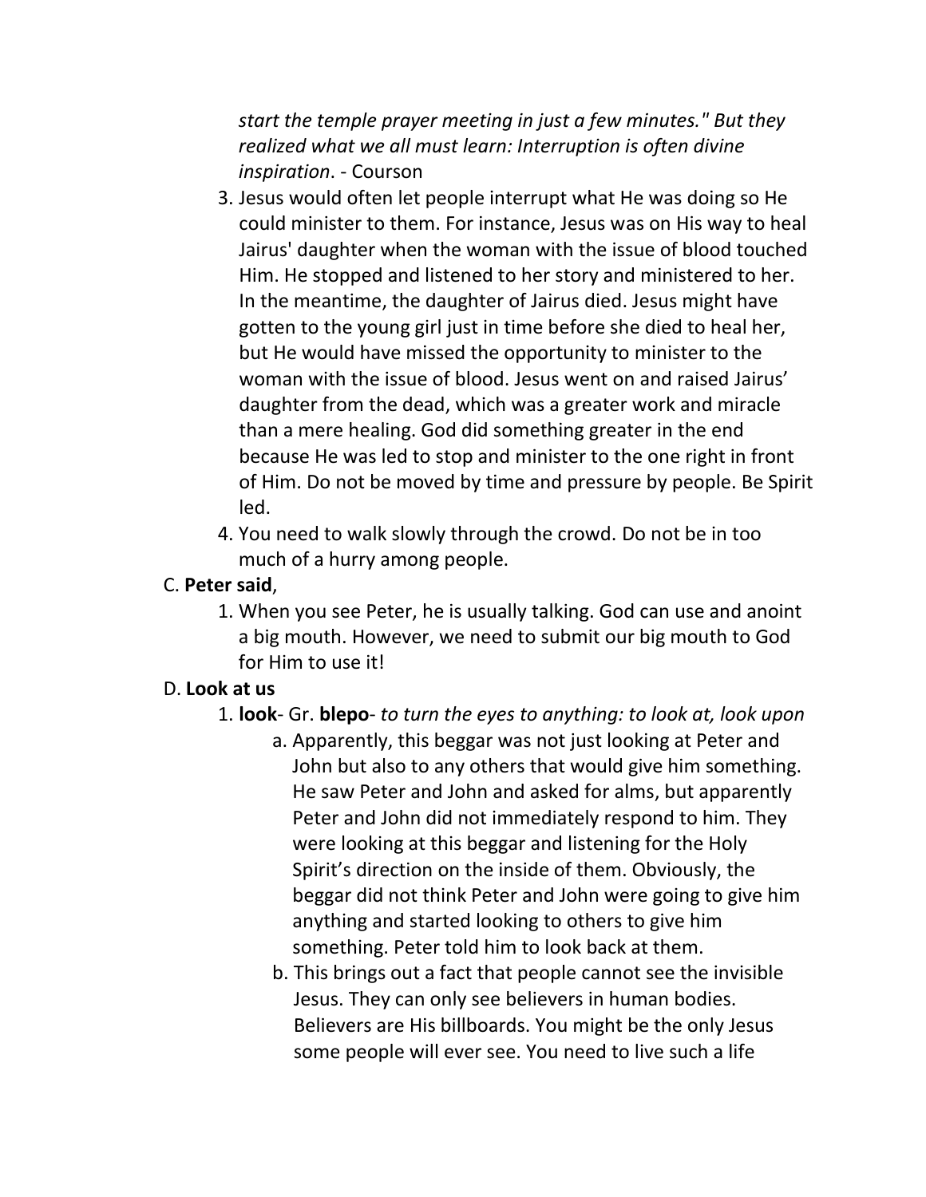*start the temple prayer meeting in just a few minutes." But they realized what we all must learn: Interruption is often divine inspiration*. - Courson

3. Jesus would often let people interrupt what He was doing so He could minister to them. For instance, Jesus was on His way to heal Jairus' daughter when the woman with the issue of blood touched Him. He stopped and listened to her story and ministered to her. In the meantime, the daughter of Jairus died. Jesus might have gotten to the young girl just in time before she died to heal her, but He would have missed the opportunity to minister to the woman with the issue of blood. Jesus went on and raised Jairus' daughter from the dead, which was a greater work and miracle than a mere healing. God did something greater in the end because He was led to stop and minister to the one right in front of Him. Do not be moved by time and pressure by people. Be Spirit led.
4. You need to walk slowly through the crowd. Do not be in too much of a hurry among people.

C. **Peter said**,

1. When you see Peter, he is usually talking. God can use and anoint a big mouth. However, we need to submit our big mouth to God for Him to use it!

D. **Look at us**

1. **look**- Gr. **blepo**- *to turn the eyes to anything: to look at, look upon*
   a. Apparently, this beggar was not just looking at Peter and John but also to any others that would give him something. He saw Peter and John and asked for alms, but apparently Peter and John did not immediately respond to him. They were looking at this beggar and listening for the Holy Spirit's direction on the inside of them. Obviously, the beggar did not think Peter and John were going to give him anything and started looking to others to give him something. Peter told him to look back at them.
   b. This brings out a fact that people cannot see the invisible Jesus. They can only see believers in human bodies. Believers are His billboards. You might be the only Jesus some people will ever see. You need to live such a life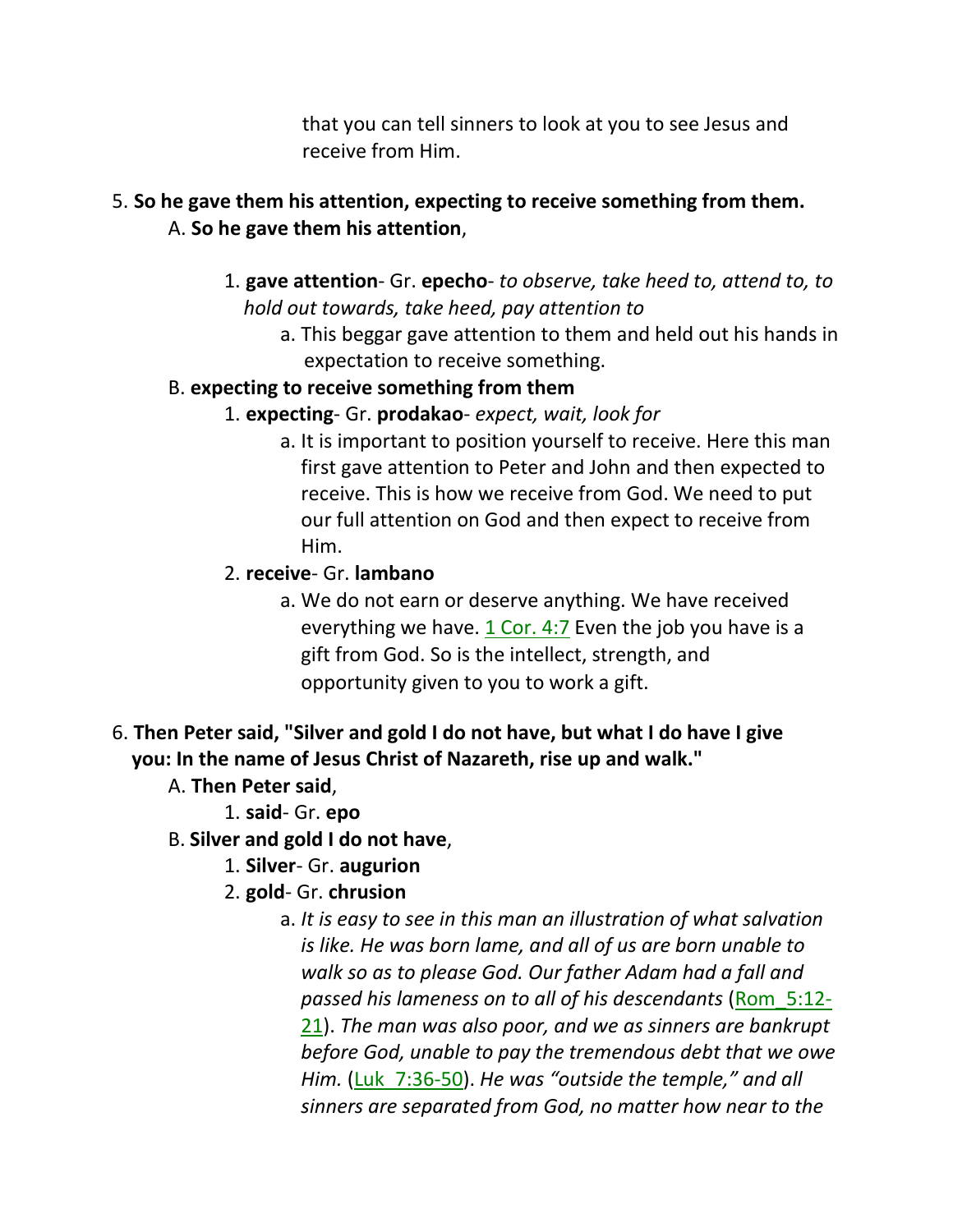that you can tell sinners to look at you to see Jesus and receive from Him.

5. **So he gave them his attention, expecting to receive something from them.**
    A. **So he gave them his attention**,
        1. **gave attention**- Gr. **epecho**- *to observe, take heed to, attend to, to hold out towards, take heed, pay attention to*
            a. This beggar gave attention to them and held out his hands in expectation to receive something.
    B. **expecting to receive something from them**
        1. **expecting**- Gr. **prodakao**- *expect, wait, look for*
            a. It is important to position yourself to receive. Here this man first gave attention to Peter and John and then expected to receive. This is how we receive from God. We need to put our full attention on God and then expect to receive from Him.
        2. **receive**- Gr. **lambano**
            a. We do not earn or deserve anything. We have received everything we have. 1 Cor. 4:7 Even the job you have is a gift from God. So is the intellect, strength, and opportunity given to you to work a gift.

6. **Then Peter said, "Silver and gold I do not have, but what I do have I give you: In the name of Jesus Christ of Nazareth, rise up and walk."**
    A. **Then Peter said**,
        1. **said**- Gr. **epo**
    B. **Silver and gold I do not have**,
        1. **Silver**- Gr. **augurion**
        2. **gold**- Gr. **chrusion**
            a. *It is easy to see in this man an illustration of what salvation is like. He was born lame, and all of us are born unable to walk so as to please God. Our father Adam had a fall and passed his lameness on to all of his descendants* (Rom_5:12-21). *The man was also poor, and we as sinners are bankrupt before God, unable to pay the tremendous debt that we owe Him.* (Luk_7:36-50). *He was "outside the temple," and all sinners are separated from God, no matter how near to the*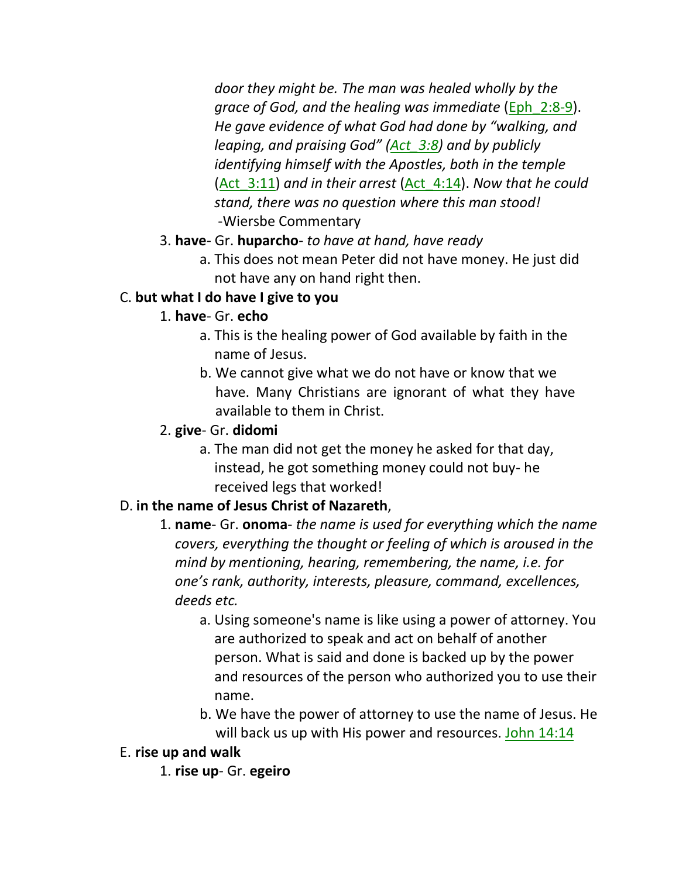*door they might be. The man was healed wholly by the grace of God, and the healing was immediate* (Eph_2:8-9). *He gave evidence of what God had done by "walking, and leaping, and praising God" (Act_3:8) and by publicly identifying himself with the Apostles, both in the temple* (Act_3:11) *and in their arrest* (Act_4:14). *Now that he could stand, there was no question where this man stood!* -Wiersbe Commentary

3. **have**- Gr. **huparcho**- *to have at hand, have ready*
   a. This does not mean Peter did not have money. He just did not have any on hand right then.

C. **but what I do have I give to you**

1. **have**- Gr. **echo**
   a. This is the healing power of God available by faith in the name of Jesus.
   b. We cannot give what we do not have or know that we have. Many Christians are ignorant of what they have available to them in Christ.
2. **give**- Gr. **didomi**
   a. The man did not get the money he asked for that day, instead, he got something money could not buy- he received legs that worked!

D. **in the name of Jesus Christ of Nazareth**,

1. **name**- Gr. **onoma**- *the name is used for everything which the name covers, everything the thought or feeling of which is aroused in the mind by mentioning, hearing, remembering, the name, i.e. for one's rank, authority, interests, pleasure, command, excellences, deeds etc.*
   a. Using someone's name is like using a power of attorney. You are authorized to speak and act on behalf of another person. What is said and done is backed up by the power and resources of the person who authorized you to use their name.
   b. We have the power of attorney to use the name of Jesus. He will back us up with His power and resources. John 14:14

E. **rise up and walk**

1. **rise up**- Gr. **egeiro**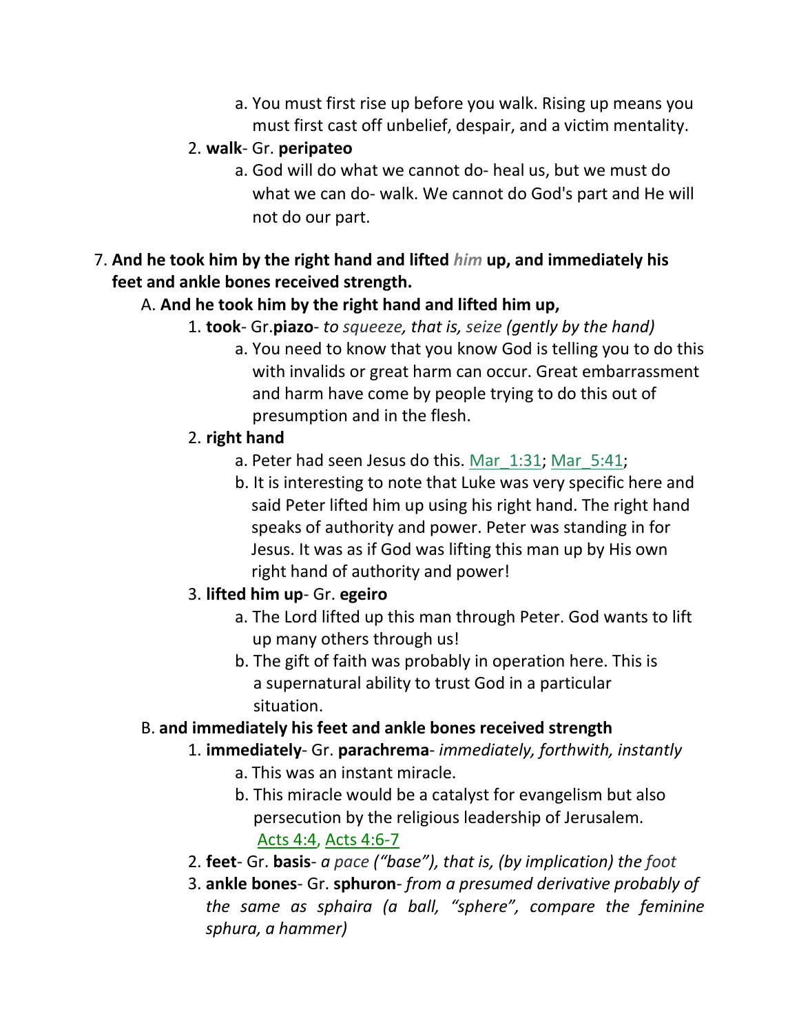a. You must first rise up before you walk. Rising up means you must first cast off unbelief, despair, and a victim mentality.

2. **walk**- Gr. **peripateo**
   a. God will do what we cannot do- heal us, but we must do what we can do- walk. We cannot do God's part and He will not do our part.

7. **And he took him by the right hand and lifted *him* up, and immediately his feet and ankle bones received strength.**

   A. **And he took him by the right hand and lifted him up,**

   1. **took**- Gr.**piazo**- *to squeeze, that is, seize (gently by the hand)*
      a. You need to know that you know God is telling you to do this with invalids or great harm can occur. Great embarrassment and harm have come by people trying to do this out of presumption and in the flesh.
   2. **right hand**
      a. Peter had seen Jesus do this. Mar_1:31; Mar_5:41;
      b. It is interesting to note that Luke was very specific here and said Peter lifted him up using his right hand. The right hand speaks of authority and power. Peter was standing in for Jesus. It was as if God was lifting this man up by His own right hand of authority and power!
   3. **lifted him up**- Gr. **egeiro**
      a. The Lord lifted up this man through Peter. God wants to lift up many others through us!
      b. The gift of faith was probably in operation here. This is a supernatural ability to trust God in a particular situation.

   B. **and immediately his feet and ankle bones received strength**

   1. **immediately**- Gr. **parachrema**- *immediately, forthwith, instantly*
      a. This was an instant miracle.
      b. This miracle would be a catalyst for evangelism but also persecution by the religious leadership of Jerusalem. Acts 4:4, Acts 4:6-7
   2. **feet**- Gr. **basis**- *a pace ("base"), that is, (by implication) the foot*
   3. **ankle bones**- Gr. **sphuron**- *from a presumed derivative probably of the same as sphaira (a ball, "sphere", compare the feminine sphura, a hammer)*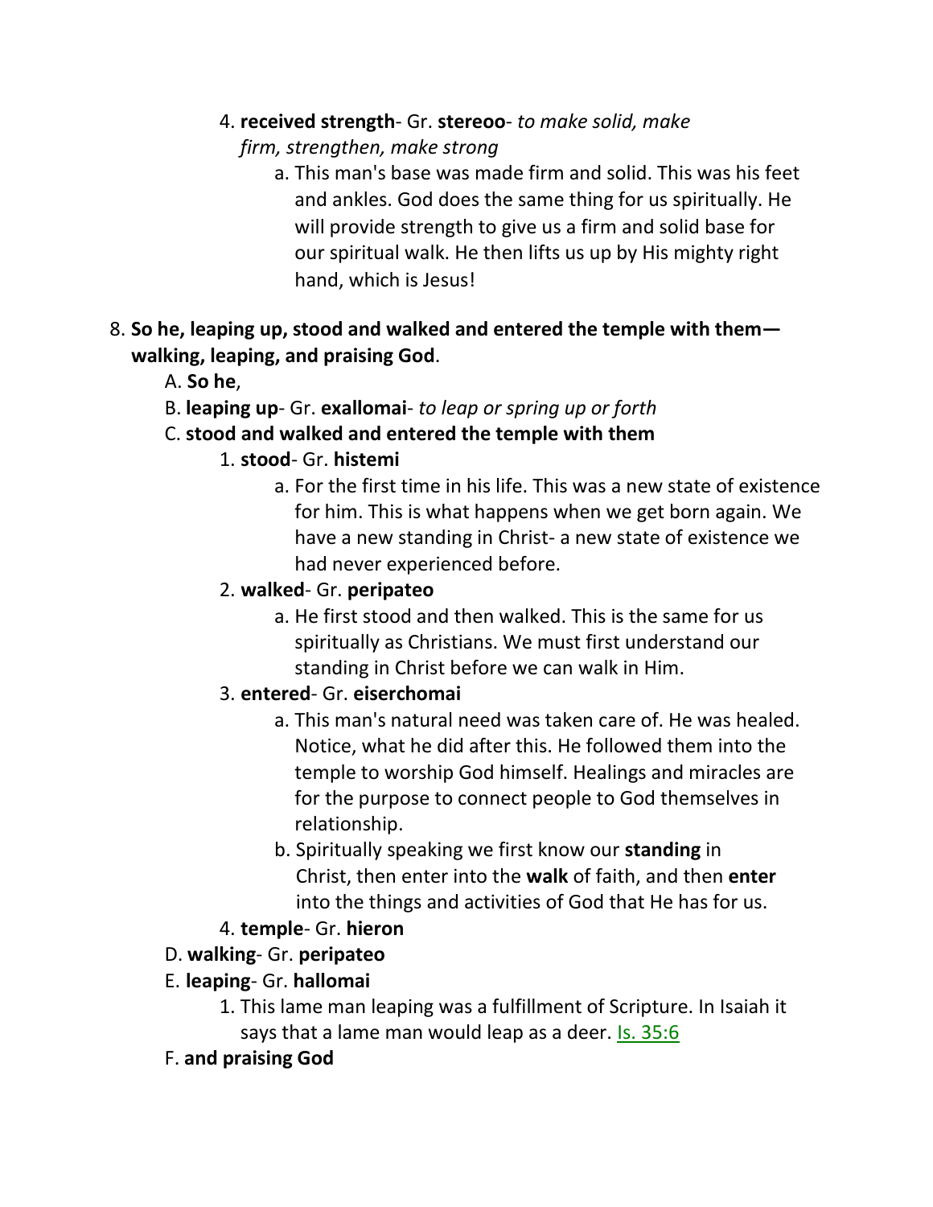4. **received strength**- Gr. **stereoo**- *to make solid, make firm, strengthen, make strong*
    a. This man's base was made firm and solid. This was his feet and ankles. God does the same thing for us spiritually. He will provide strength to give us a firm and solid base for our spiritual walk. He then lifts us up by His mighty right hand, which is Jesus!

8. **So he, leaping up, stood and walked and entered the temple with them—walking, leaping, and praising God**.
    A. **So he**,
    B. **leaping up**- Gr. **exallomai**- *to leap or spring up or forth*
    C. **stood and walked and entered the temple with them**
        1. **stood**- Gr. **histemi**
            a. For the first time in his life. This was a new state of existence for him. This is what happens when we get born again. We have a new standing in Christ- a new state of existence we had never experienced before.
        2. **walked**- Gr. **peripateo**
            a. He first stood and then walked. This is the same for us spiritually as Christians. We must first understand our standing in Christ before we can walk in Him.
        3. **entered**- Gr. **eiserchomai**
            a. This man's natural need was taken care of. He was healed. Notice, what he did after this. He followed them into the temple to worship God himself. Healings and miracles are for the purpose to connect people to God themselves in relationship.
            b. Spiritually speaking we first know our **standing** in Christ, then enter into the **walk** of faith, and then **enter** into the things and activities of God that He has for us.
        4. **temple**- Gr. **hieron**
    D. **walking**- Gr. **peripateo**
    E. **leaping**- Gr. **hallomai**
        1. This lame man leaping was a fulfillment of Scripture. In Isaiah it says that a lame man would leap as a deer. Is. 35:6
    F. **and praising God**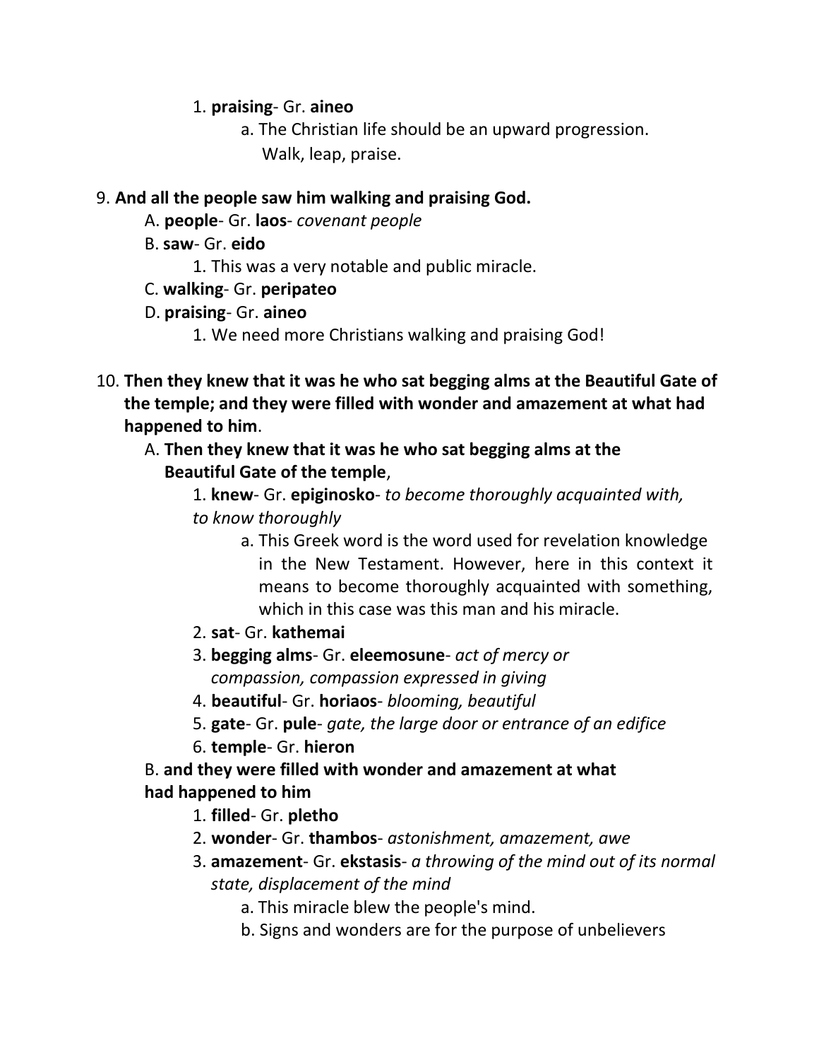1. **praising**- Gr. **aineo**
    a. The Christian life should be an upward progression. Walk, leap, praise.

9. **And all the people saw him walking and praising God.**
    A. **people**- Gr. **laos**- *covenant people*
    B. **saw**- Gr. **eido**
        1. This was a very notable and public miracle.
    C. **walking**- Gr. **peripateo**
    D. **praising**- Gr. **aineo**
        1. We need more Christians walking and praising God!

10. **Then they knew that it was he who sat begging alms at the Beautiful Gate of the temple; and they were filled with wonder and amazement at what had happened to him**.
    A. **Then they knew that it was he who sat begging alms at the Beautiful Gate of the temple**,
        1. **knew**- Gr. **epiginosko**- *to become thoroughly acquainted with, to know thoroughly*
            a. This Greek word is the word used for revelation knowledge in the New Testament. However, here in this context it means to become thoroughly acquainted with something, which in this case was this man and his miracle.
        2. **sat**- Gr. **kathemai**
        3. **begging alms**- Gr. **eleemosune**- *act of mercy or compassion, compassion expressed in giving*
        4. **beautiful**- Gr. **horiaos**- *blooming, beautiful*
        5. **gate**- Gr. **pule**- *gate, the large door or entrance of an edifice*
        6. **temple**- Gr. **hieron**
    B. **and they were filled with wonder and amazement at what had happened to him**
        1. **filled**- Gr. **pletho**
        2. **wonder**- Gr. **thambos**- *astonishment, amazement, awe*
        3. **amazement**- Gr. **ekstasis**- *a throwing of the mind out of its normal state, displacement of the mind*
            a. This miracle blew the people's mind.
            b. Signs and wonders are for the purpose of unbelievers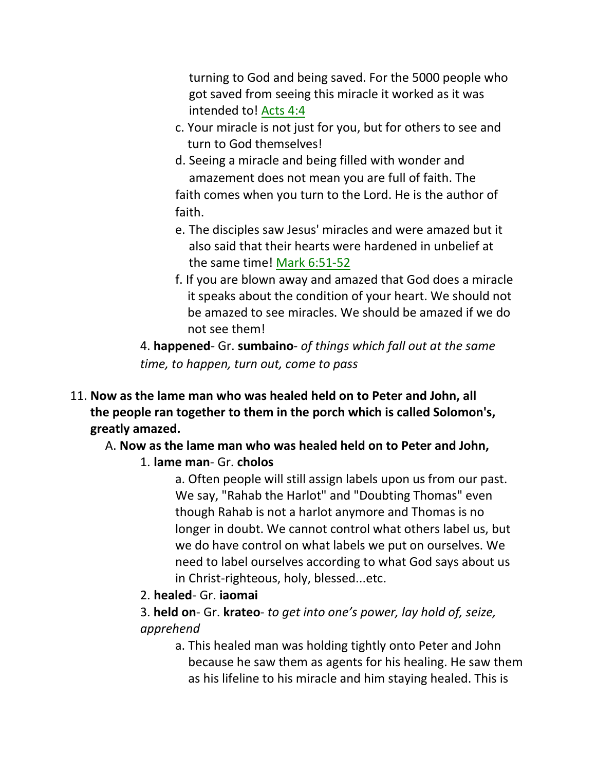turning to God and being saved. For the 5000 people who got saved from seeing this miracle it worked as it was intended to! Acts 4:4

c. Your miracle is not just for you, but for others to see and turn to God themselves!

d. Seeing a miracle and being filled with wonder and amazement does not mean you are full of faith. The faith comes when you turn to the Lord. He is the author of faith.

e. The disciples saw Jesus' miracles and were amazed but it also said that their hearts were hardened in unbelief at the same time! Mark 6:51-52

f. If you are blown away and amazed that God does a miracle it speaks about the condition of your heart. We should not be amazed to see miracles. We should be amazed if we do not see them!

4. **happened**- Gr. **sumbaino**- *of things which fall out at the same time, to happen, turn out, come to pass*

11. **Now as the lame man who was healed held on to Peter and John, all the people ran together to them in the porch which is called Solomon's, greatly amazed.**

A. **Now as the lame man who was healed held on to Peter and John,**

1. **lame man**- Gr. **cholos**

a. Often people will still assign labels upon us from our past. We say, "Rahab the Harlot" and "Doubting Thomas" even though Rahab is not a harlot anymore and Thomas is no longer in doubt. We cannot control what others label us, but we do have control on what labels we put on ourselves. We need to label ourselves according to what God says about us in Christ-righteous, holy, blessed...etc.

2. **healed**- Gr. **iaomai**

3. **held on**- Gr. **krateo**- *to get into one's power, lay hold of, seize, apprehend*

a. This healed man was holding tightly onto Peter and John because he saw them as agents for his healing. He saw them as his lifeline to his miracle and him staying healed. This is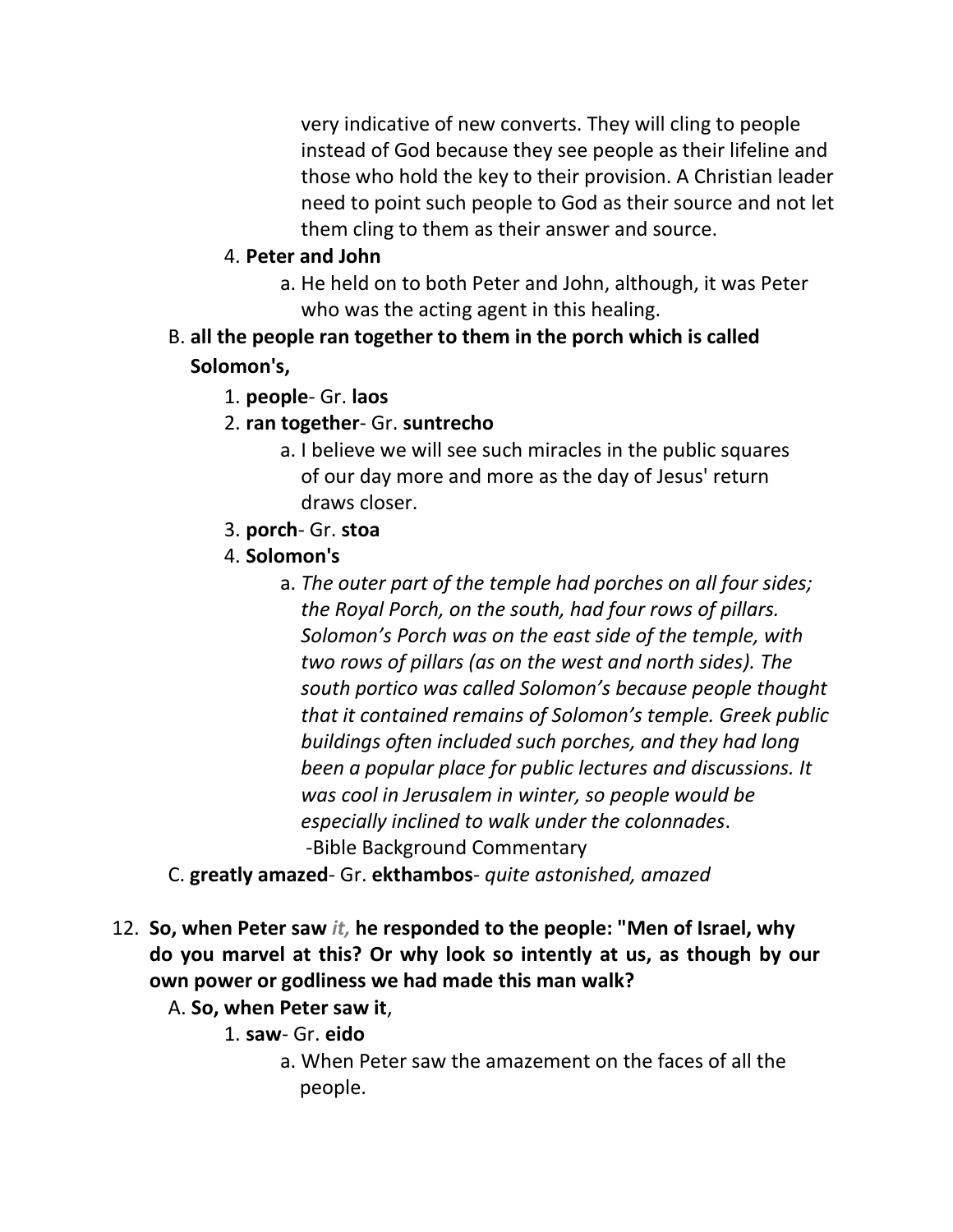very indicative of new converts. They will cling to people instead of God because they see people as their lifeline and those who hold the key to their provision. A Christian leader need to point such people to God as their source and not let them cling to them as their answer and source.

4. **Peter and John**
    a. He held on to both Peter and John, although, it was Peter who was the acting agent in this healing.

B. **all the people ran together to them in the porch which is called Solomon's,**

1. **people**- Gr. **laos**
2. **ran together**- Gr. **suntrecho**
    a. I believe we will see such miracles in the public squares of our day more and more as the day of Jesus' return draws closer.
3. **porch**- Gr. **stoa**
4. **Solomon's**
    a. *The outer part of the temple had porches on all four sides; the Royal Porch, on the south, had four rows of pillars. Solomon's Porch was on the east side of the temple, with two rows of pillars (as on the west and north sides). The south portico was called Solomon's because people thought that it contained remains of Solomon's temple. Greek public buildings often included such porches, and they had long been a popular place for public lectures and discussions. It was cool in Jerusalem in winter, so people would be especially inclined to walk under the colonnades*.
    -Bible Background Commentary

C. **greatly amazed**- Gr. **ekthambos**- *quite astonished, amazed*

12. **So, when Peter saw *it,* he responded to the people: "Men of Israel, why do you marvel at this? Or why look so intently at us, as though by our own power or godliness we had made this man walk?**

A. **So, when Peter saw it**,

1. **saw**- Gr. **eido**
    a. When Peter saw the amazement on the faces of all the people.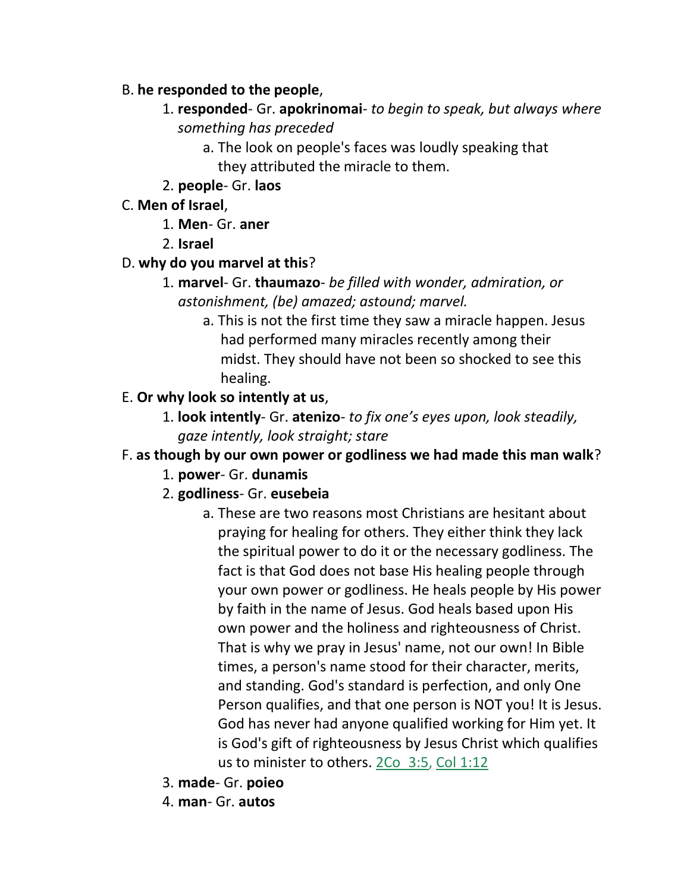B. **he responded to the people**,

1. **responded**- Gr. **apokrinomai**- *to begin to speak, but always where something has preceded*
    a. The look on people's faces was loudly speaking that they attributed the miracle to them.
2. **people**- Gr. **laos**

C. **Men of Israel**,

1. **Men**- Gr. **aner**
2. **Israel**

D. **why do you marvel at this**?

1. **marvel**- Gr. **thaumazo**- *be filled with wonder, admiration, or astonishment, (be) amazed; astound; marvel.*
    a. This is not the first time they saw a miracle happen. Jesus had performed many miracles recently among their midst. They should have not been so shocked to see this healing.

E. **Or why look so intently at us**,

1. **look intently**- Gr. **atenizo**- *to fix one's eyes upon, look steadily, gaze intently, look straight; stare*

F. **as though by our own power or godliness we had made this man walk**?

1. **power**- Gr. **dunamis**
2. **godliness**- Gr. **eusebeia**
    a. These are two reasons most Christians are hesitant about praying for healing for others. They either think they lack the spiritual power to do it or the necessary godliness. The fact is that God does not base His healing people through your own power or godliness. He heals people by His power by faith in the name of Jesus. God heals based upon His own power and the holiness and righteousness of Christ. That is why we pray in Jesus' name, not our own! In Bible times, a person's name stood for their character, merits, and standing. God's standard is perfection, and only One Person qualifies, and that one person is NOT you! It is Jesus. God has never had anyone qualified working for Him yet. It is God's gift of righteousness by Jesus Christ which qualifies us to minister to others. 2Co 3:5, Col 1:12
3. **made**- Gr. **poieo**
4. **man**- Gr. **autos**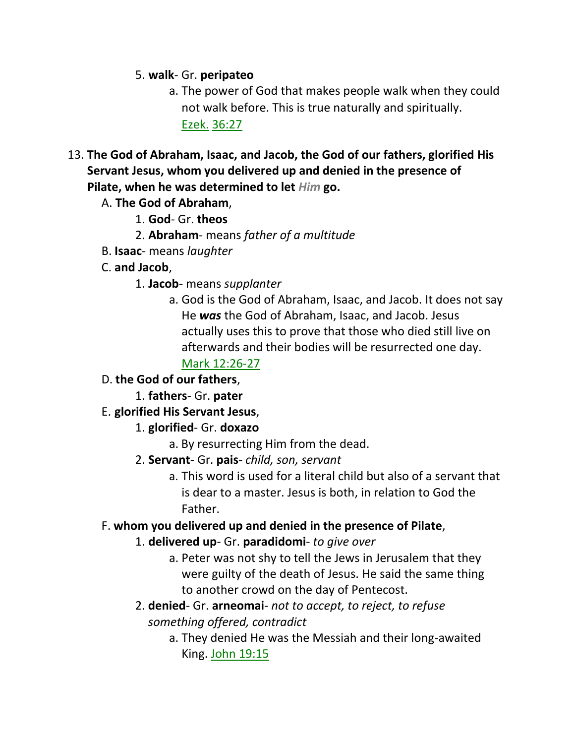5. **walk**- Gr. **peripateo**
    a. The power of God that makes people walk when they could not walk before. This is true naturally and spiritually. Ezek. 36:27

13. **The God of Abraham, Isaac, and Jacob, the God of our fathers, glorified His Servant Jesus, whom you delivered up and denied in the presence of Pilate, when he was determined to let *Him* go.**
    A. **The God of Abraham**,
        1. **God**- Gr. **theos**
        2. **Abraham**- means *father of a multitude*
    B. **Isaac**- means *laughter*
    C. **and Jacob**,
        1. **Jacob**- means *supplanter*
            a. God is the God of Abraham, Isaac, and Jacob. It does not say He ***was*** the God of Abraham, Isaac, and Jacob. Jesus actually uses this to prove that those who died still live on afterwards and their bodies will be resurrected one day. Mark 12:26-27
    D. **the God of our fathers**,
        1. **fathers**- Gr. **pater**
    E. **glorified His Servant Jesus**,
        1. **glorified**- Gr. **doxazo**
            a. By resurrecting Him from the dead.
        2. **Servant**- Gr. **pais**- *child, son, servant*
            a. This word is used for a literal child but also of a servant that is dear to a master. Jesus is both, in relation to God the Father.
    F. **whom you delivered up and denied in the presence of Pilate**,
        1. **delivered up**- Gr. **paradidomi**- *to give over*
            a. Peter was not shy to tell the Jews in Jerusalem that they were guilty of the death of Jesus. He said the same thing to another crowd on the day of Pentecost.
        2. **denied**- Gr. **arneomai**- *not to accept, to reject, to refuse something offered, contradict*
            a. They denied He was the Messiah and their long-awaited King. John 19:15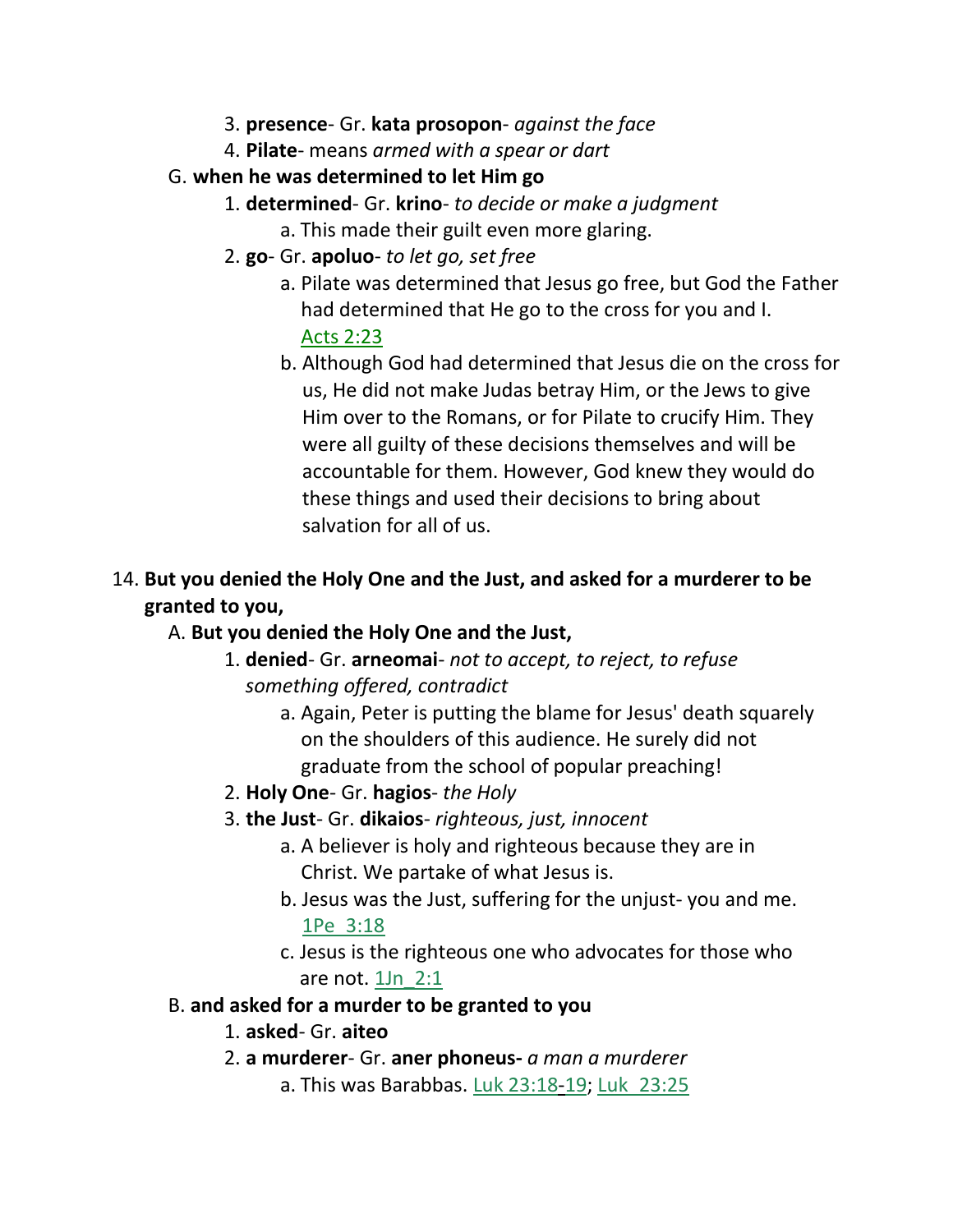3. **presence**- Gr. **kata prosopon**- *against the face*
4. **Pilate**- means *armed with a spear or dart*

G. **when he was determined to let Him go**

1. **determined**- Gr. **krino**- *to decide or make a judgment*
    a. This made their guilt even more glaring.
2. **go**- Gr. **apoluo**- *to let go, set free*
    a. Pilate was determined that Jesus go free, but God the Father had determined that He go to the cross for you and I. Acts 2:23
    b. Although God had determined that Jesus die on the cross for us, He did not make Judas betray Him, or the Jews to give Him over to the Romans, or for Pilate to crucify Him. They were all guilty of these decisions themselves and will be accountable for them. However, God knew they would do these things and used their decisions to bring about salvation for all of us.

14. **But you denied the Holy One and the Just, and asked for a murderer to be granted to you,**

A. **But you denied the Holy One and the Just,**

1. **denied**- Gr. **arneomai**- *not to accept, to reject, to refuse something offered, contradict*
    a. Again, Peter is putting the blame for Jesus' death squarely on the shoulders of this audience. He surely did not graduate from the school of popular preaching!
2. **Holy One**- Gr. **hagios**- *the Holy*
3. **the Just**- Gr. **dikaios**- *righteous, just, innocent*
    a. A believer is holy and righteous because they are in Christ. We partake of what Jesus is.
    b. Jesus was the Just, suffering for the unjust- you and me. 1Pe 3:18
    c. Jesus is the righteous one who advocates for those who are not. 1Jn_2:1

B. **and asked for a murder to be granted to you**

1. **asked**- Gr. **aiteo**
2. **a murderer**- Gr. **aner phoneus-** *a man a murderer*
    a. This was Barabbas. Luk 23:18-19; Luk 23:25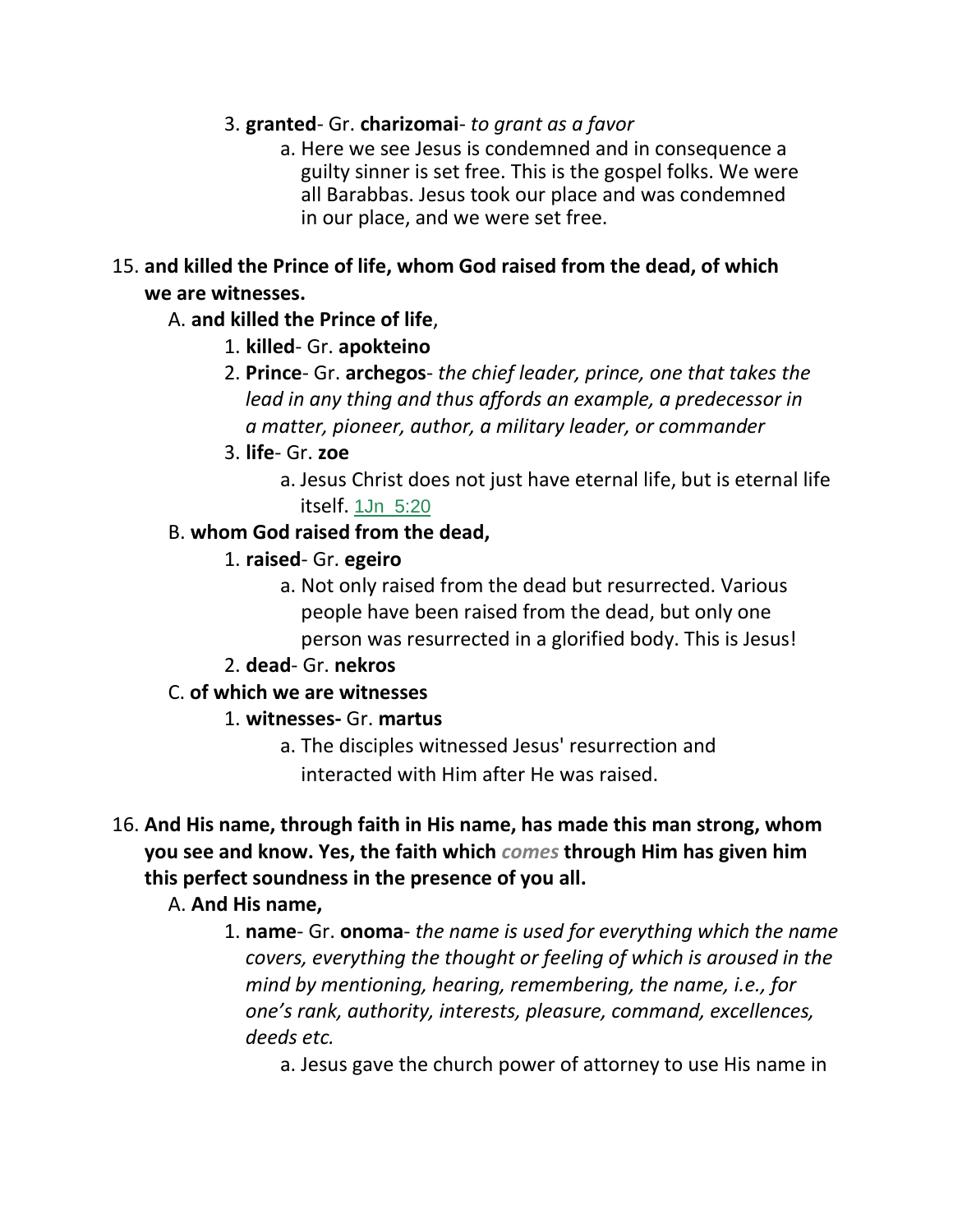3. **granted**- Gr. **charizomai**- *to grant as a favor*
    a. Here we see Jesus is condemned and in consequence a guilty sinner is set free. This is the gospel folks. We were all Barabbas. Jesus took our place and was condemned in our place, and we were set free.

15. **and killed the Prince of life, whom God raised from the dead, of which we are witnesses.**

A. **and killed the Prince of life**,

1. **killed**- Gr. **apokteino**
2. **Prince**- Gr. **archegos**- *the chief leader, prince, one that takes the lead in any thing and thus affords an example, a predecessor in a matter, pioneer, author, a military leader, or commander*
3. **life**- Gr. **zoe**
    a. Jesus Christ does not just have eternal life, but is eternal life itself. 1Jn 5:20

B. **whom God raised from the dead,**

1. **raised**- Gr. **egeiro**
    a. Not only raised from the dead but resurrected. Various people have been raised from the dead, but only one person was resurrected in a glorified body. This is Jesus!
2. **dead**- Gr. **nekros**

C. **of which we are witnesses**

1. **witnesses-** Gr. **martus**
    a. The disciples witnessed Jesus' resurrection and interacted with Him after He was raised.

16. **And His name, through faith in His name, has made this man strong, whom you see and know. Yes, the faith which *comes* through Him has given him this perfect soundness in the presence of you all.**

A. **And His name,**

1. **name**- Gr. **onoma**- *the name is used for everything which the name covers, everything the thought or feeling of which is aroused in the mind by mentioning, hearing, remembering, the name, i.e., for one's rank, authority, interests, pleasure, command, excellences, deeds etc.*
    a. Jesus gave the church power of attorney to use His name in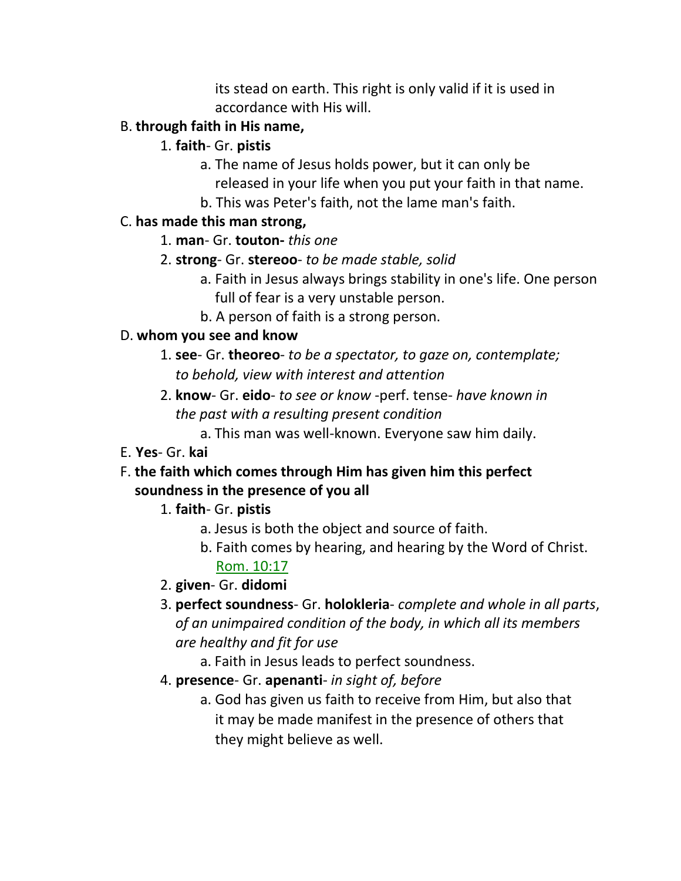its stead on earth. This right is only valid if it is used in accordance with His will.

B. **through faith in His name,**

1. **faith**- Gr. **pistis**
    a. The name of Jesus holds power, but it can only be released in your life when you put your faith in that name.
    b. This was Peter's faith, not the lame man's faith.

C. **has made this man strong,**

1. **man**- Gr. **touton-** *this one*
2. **strong**- Gr. **stereoo**- *to be made stable, solid*
    a. Faith in Jesus always brings stability in one's life. One person full of fear is a very unstable person.
    b. A person of faith is a strong person.

D. **whom you see and know**

1. **see**- Gr. **theoreo**- *to be a spectator, to gaze on, contemplate; to behold, view with interest and attention*
2. **know**- Gr. **eido**- *to see or know* -perf. tense- *have known in the past with a resulting present condition*
    a. This man was well-known. Everyone saw him daily.

E. **Yes**- Gr. **kai**

F. **the faith which comes through Him has given him this perfect soundness in the presence of you all**

1. **faith**- Gr. **pistis**
    a. Jesus is both the object and source of faith.
    b. Faith comes by hearing, and hearing by the Word of Christ. Rom. 10:17
2. **given**- Gr. **didomi**
3. **perfect soundness**- Gr. **holokleria**- *complete and whole in all parts*, *of an unimpaired condition of the body, in which all its members are healthy and fit for use*
    a. Faith in Jesus leads to perfect soundness.
4. **presence**- Gr. **apenanti**- *in sight of, before*
    a. God has given us faith to receive from Him, but also that it may be made manifest in the presence of others that they might believe as well.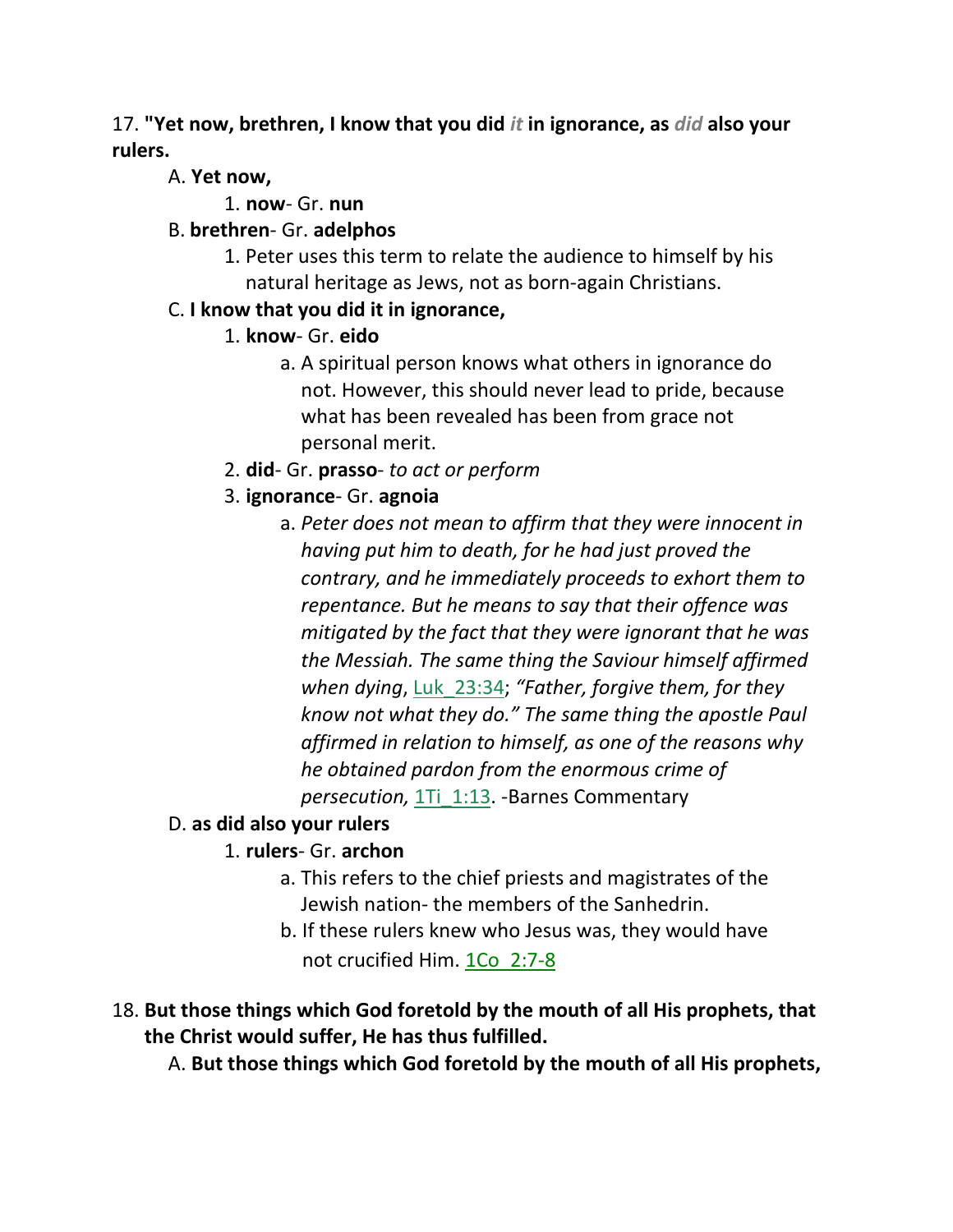17. **"Yet now, brethren, I know that you did *it* in ignorance, as *did* also your rulers.**

A. **Yet now,**

1. **now**- Gr. **nun**

B. **brethren**- Gr. **adelphos**

1. Peter uses this term to relate the audience to himself by his natural heritage as Jews, not as born-again Christians.

C. **I know that you did it in ignorance,**

1. **know**- Gr. **eido**

a. A spiritual person knows what others in ignorance do not. However, this should never lead to pride, because what has been revealed has been from grace not personal merit.

2. **did**- Gr. **prasso**- *to act or perform*

3. **ignorance**- Gr. **agnoia**

a. *Peter does not mean to affirm that they were innocent in having put him to death, for he had just proved the contrary, and he immediately proceeds to exhort them to repentance. But he means to say that their offence was mitigated by the fact that they were ignorant that he was the Messiah. The same thing the Saviour himself affirmed when dying*, Luk_23:34; *"Father, forgive them, for they know not what they do." The same thing the apostle Paul affirmed in relation to himself, as one of the reasons why he obtained pardon from the enormous crime of persecution,* 1Ti_1:13. -Barnes Commentary

D. **as did also your rulers**

1. **rulers**- Gr. **archon**

a. This refers to the chief priests and magistrates of the Jewish nation- the members of the Sanhedrin.

b. If these rulers knew who Jesus was, they would have not crucified Him. 1Co_2:7-8

18. **But those things which God foretold by the mouth of all His prophets, that the Christ would suffer, He has thus fulfilled.**

A. **But those things which God foretold by the mouth of all His prophets,**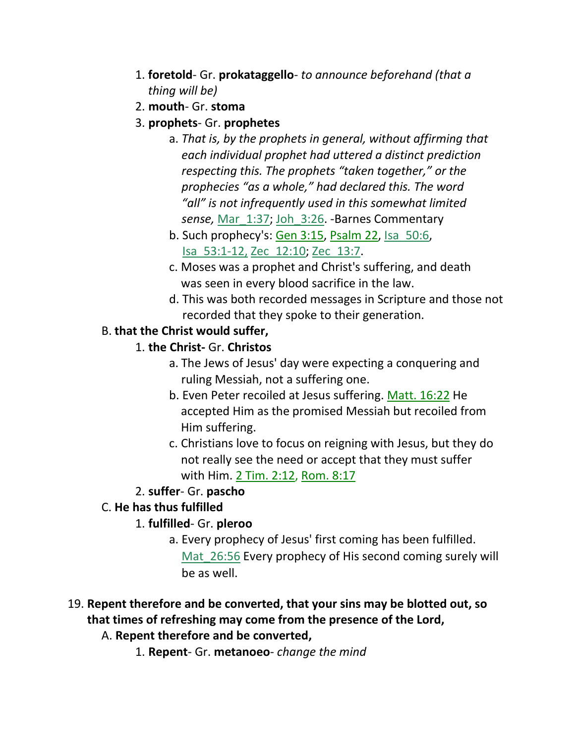1. **foretold**- Gr. **prokataggello**- *to announce beforehand (that a thing will be)*
2. **mouth**- Gr. **stoma**
3. **prophets**- Gr. **prophetes**
    a. *That is, by the prophets in general, without affirming that each individual prophet had uttered a distinct prediction respecting this. The prophets "taken together," or the prophecies "as a whole," had declared this. The word "all" is not infrequently used in this somewhat limited sense,* Mar_1:37; Joh_3:26. -Barnes Commentary
    b. Such prophecy's: Gen 3:15, Psalm 22, Isa_50:6, Isa_53:1-12, Zec_12:10; Zec_13:7.
    c. Moses was a prophet and Christ's suffering, and death was seen in every blood sacrifice in the law.
    d. This was both recorded messages in Scripture and those not recorded that they spoke to their generation.

B. **that the Christ would suffer,**

1. **the Christ-** Gr. **Christos**
    a. The Jews of Jesus' day were expecting a conquering and ruling Messiah, not a suffering one.
    b. Even Peter recoiled at Jesus suffering. Matt. 16:22 He accepted Him as the promised Messiah but recoiled from Him suffering.
    c. Christians love to focus on reigning with Jesus, but they do not really see the need or accept that they must suffer with Him. 2 Tim. 2:12, Rom. 8:17
2. **suffer**- Gr. **pascho**

C. **He has thus fulfilled**

1. **fulfilled**- Gr. **pleroo**
    a. Every prophecy of Jesus' first coming has been fulfilled. Mat_26:56 Every prophecy of His second coming surely will be as well.

19. **Repent therefore and be converted, that your sins may be blotted out, so that times of refreshing may come from the presence of the Lord,**

A. **Repent therefore and be converted,**

1. **Repent**- Gr. **metanoeo**- *change the mind*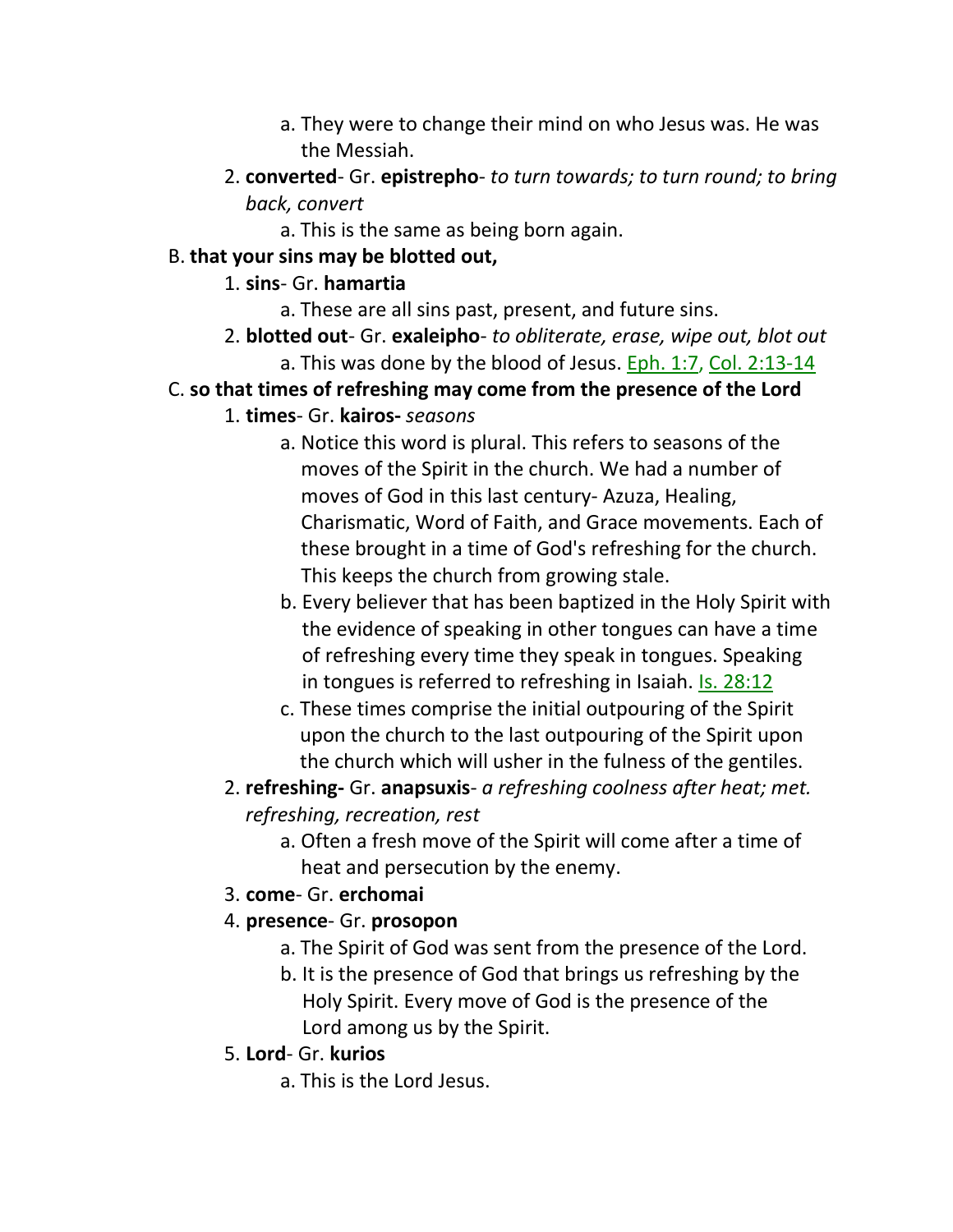a. They were to change their mind on who Jesus was. He was the Messiah.

2. **converted**- Gr. **epistrepho**- *to turn towards; to turn round; to bring back, convert*
    a. This is the same as being born again.

B. **that your sins may be blotted out,**

1. **sins**- Gr. **hamartia**
    a. These are all sins past, present, and future sins.
2. **blotted out**- Gr. **exaleipho**- *to obliterate, erase, wipe out, blot out*
    a. This was done by the blood of Jesus. Eph. 1:7, Col. 2:13-14

C. **so that times of refreshing may come from the presence of the Lord**

1. **times**- Gr. **kairos-** *seasons*
    a. Notice this word is plural. This refers to seasons of the moves of the Spirit in the church. We had a number of moves of God in this last century- Azuza, Healing, Charismatic, Word of Faith, and Grace movements. Each of these brought in a time of God's refreshing for the church. This keeps the church from growing stale.
    b. Every believer that has been baptized in the Holy Spirit with the evidence of speaking in other tongues can have a time of refreshing every time they speak in tongues. Speaking in tongues is referred to refreshing in Isaiah. Is. 28:12
    c. These times comprise the initial outpouring of the Spirit upon the church to the last outpouring of the Spirit upon the church which will usher in the fulness of the gentiles.
2. **refreshing-** Gr. **anapsuxis**- *a refreshing coolness after heat; met. refreshing, recreation, rest*
    a. Often a fresh move of the Spirit will come after a time of heat and persecution by the enemy.
3. **come**- Gr. **erchomai**
4. **presence**- Gr. **prosopon**
    a. The Spirit of God was sent from the presence of the Lord.
    b. It is the presence of God that brings us refreshing by the Holy Spirit. Every move of God is the presence of the Lord among us by the Spirit.
5. **Lord**- Gr. **kurios**
    a. This is the Lord Jesus.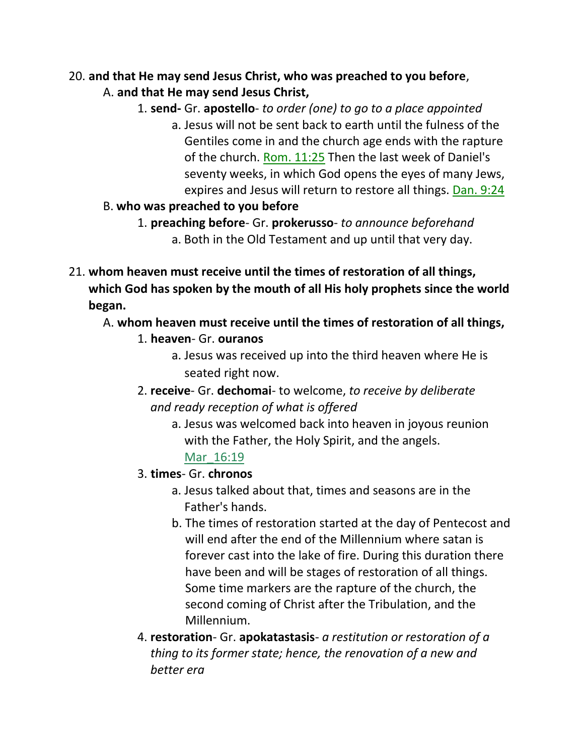20. **and that He may send Jesus Christ, who was preached to you before**,

   A. **and that He may send Jesus Christ,**

      1. **send-** Gr. **apostello**- *to order (one) to go to a place appointed*

         a. Jesus will not be sent back to earth until the fulness of the Gentiles come in and the church age ends with the rapture of the church. Rom. 11:25 Then the last week of Daniel's seventy weeks, in which God opens the eyes of many Jews, expires and Jesus will return to restore all things. Dan. 9:24

   B. **who was preached to you before**

      1. **preaching before**- Gr. **prokerusso**- *to announce beforehand*

         a. Both in the Old Testament and up until that very day.

21. **whom heaven must receive until the times of restoration of all things, which God has spoken by the mouth of all His holy prophets since the world began.**

   A. **whom heaven must receive until the times of restoration of all things,**

      1. **heaven**- Gr. **ouranos**

         a. Jesus was received up into the third heaven where He is seated right now.

      2. **receive**- Gr. **dechomai**- to welcome, *to receive by deliberate and ready reception of what is offered*

         a. Jesus was welcomed back into heaven in joyous reunion with the Father, the Holy Spirit, and the angels. Mar_16:19

      3. **times**- Gr. **chronos**

         a. Jesus talked about that, times and seasons are in the Father's hands.

         b. The times of restoration started at the day of Pentecost and will end after the end of the Millennium where satan is forever cast into the lake of fire. During this duration there have been and will be stages of restoration of all things. Some time markers are the rapture of the church, the second coming of Christ after the Tribulation, and the Millennium.

      4. **restoration**- Gr. **apokatastasis**- *a restitution or restoration of a thing to its former state; hence, the renovation of a new and better era*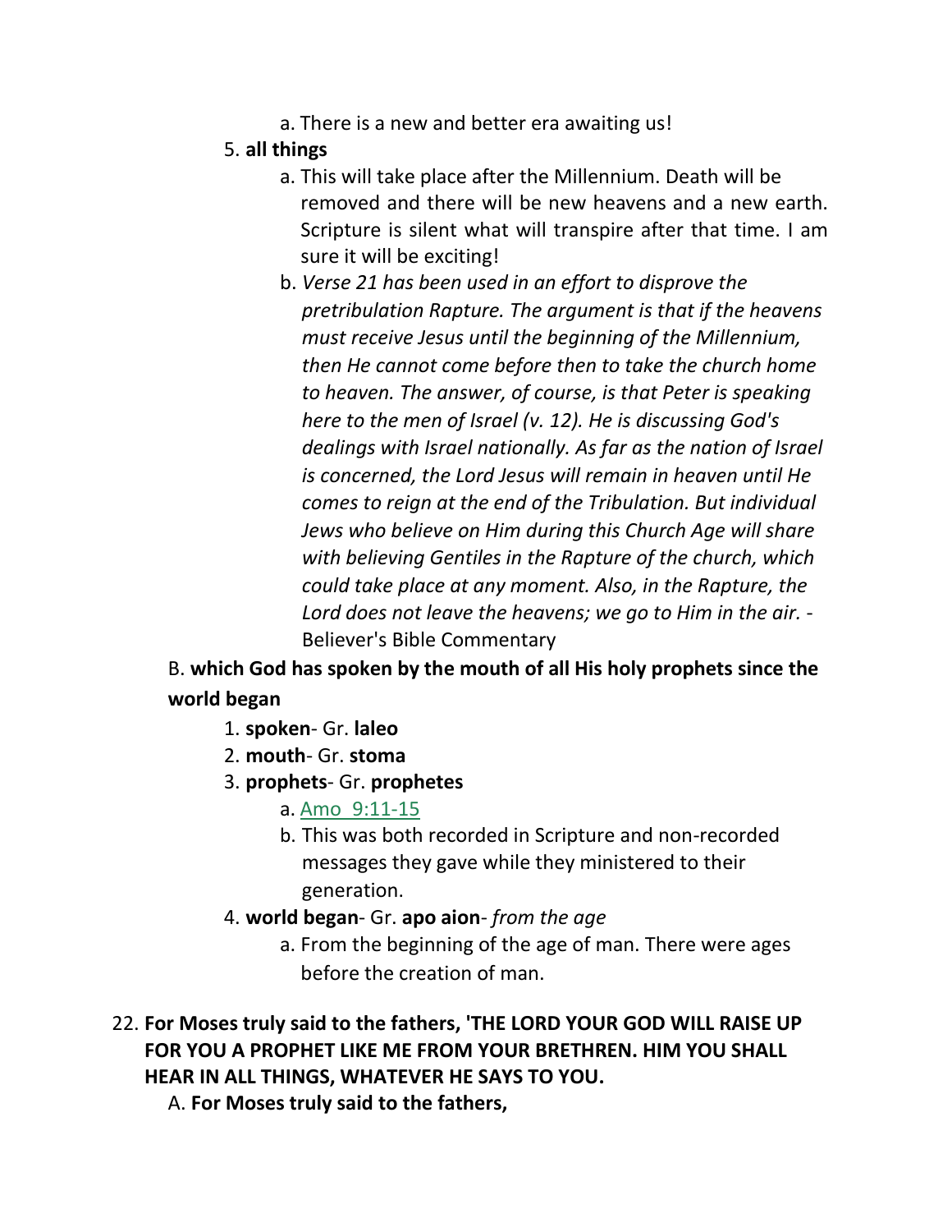a. There is a new and better era awaiting us!

5. **all things**

   a. This will take place after the Millennium. Death will be removed and there will be new heavens and a new earth. Scripture is silent what will transpire after that time. I am sure it will be exciting!

   b. *Verse 21 has been used in an effort to disprove the pretribulation Rapture. The argument is that if the heavens must receive Jesus until the beginning of the Millennium, then He cannot come before then to take the church home to heaven. The answer, of course, is that Peter is speaking here to the men of Israel (v. 12). He is discussing God's dealings with Israel nationally. As far as the nation of Israel is concerned, the Lord Jesus will remain in heaven until He comes to reign at the end of the Tribulation. But individual Jews who believe on Him during this Church Age will share with believing Gentiles in the Rapture of the church, which could take place at any moment. Also, in the Rapture, the Lord does not leave the heavens; we go to Him in the air.* - Believer's Bible Commentary

B. **which God has spoken by the mouth of all His holy prophets since the world began**

1. **spoken**- Gr. **laleo**
2. **mouth**- Gr. **stoma**
3. **prophets**- Gr. **prophetes**

   a. Amo 9:11-15

   b. This was both recorded in Scripture and non-recorded messages they gave while they ministered to their generation.

4. **world began**- Gr. **apo aion**- *from the age*

   a. From the beginning of the age of man. There were ages before the creation of man.

22. **For Moses truly said to the fathers, 'THE LORD YOUR GOD WILL RAISE UP FOR YOU A PROPHET LIKE ME FROM YOUR BRETHREN. HIM YOU SHALL HEAR IN ALL THINGS, WHATEVER HE SAYS TO YOU.**

A. **For Moses truly said to the fathers,**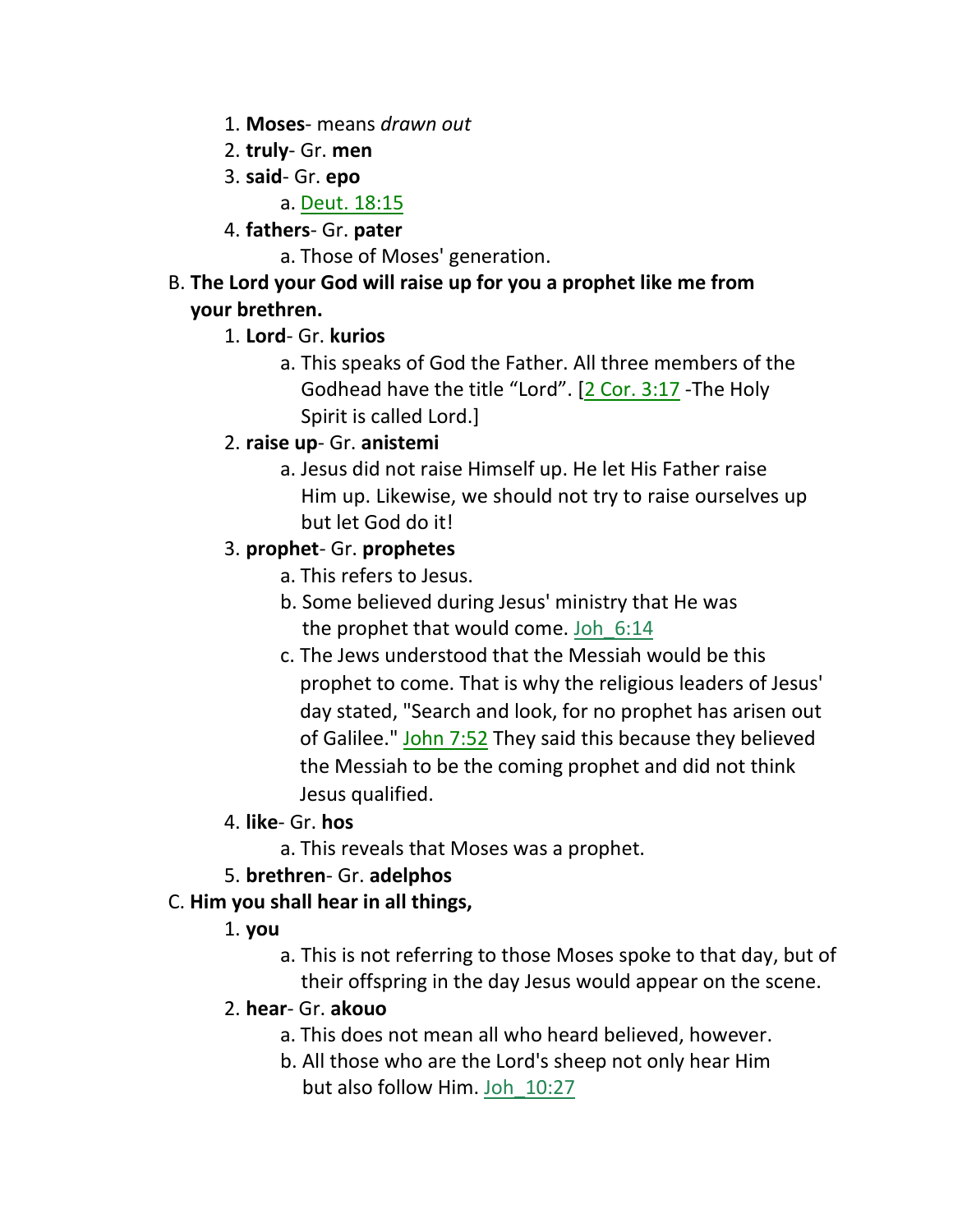1. **Moses**- means *drawn out*
2. **truly**- Gr. **men**
3. **said**- Gr. **epo**
   a. Deut. 18:15
4. **fathers**- Gr. **pater**
   a. Those of Moses' generation.

B. **The Lord your God will raise up for you a prophet like me from your brethren.**

1. **Lord**- Gr. **kurios**
   a. This speaks of God the Father. All three members of the Godhead have the title "Lord". [2 Cor. 3:17 -The Holy Spirit is called Lord.]
2. **raise up**- Gr. **anistemi**
   a. Jesus did not raise Himself up. He let His Father raise Him up. Likewise, we should not try to raise ourselves up but let God do it!
3. **prophet**- Gr. **prophetes**
   a. This refers to Jesus.
   b. Some believed during Jesus' ministry that He was the prophet that would come. Joh_6:14
   c. The Jews understood that the Messiah would be this prophet to come. That is why the religious leaders of Jesus' day stated, "Search and look, for no prophet has arisen out of Galilee." John 7:52 They said this because they believed the Messiah to be the coming prophet and did not think Jesus qualified.
4. **like**- Gr. **hos**
   a. This reveals that Moses was a prophet.
5. **brethren**- Gr. **adelphos**

C. **Him you shall hear in all things,**

1. **you**
   a. This is not referring to those Moses spoke to that day, but of their offspring in the day Jesus would appear on the scene.
2. **hear**- Gr. **akouo**
   a. This does not mean all who heard believed, however.
   b. All those who are the Lord's sheep not only hear Him but also follow Him. Joh_10:27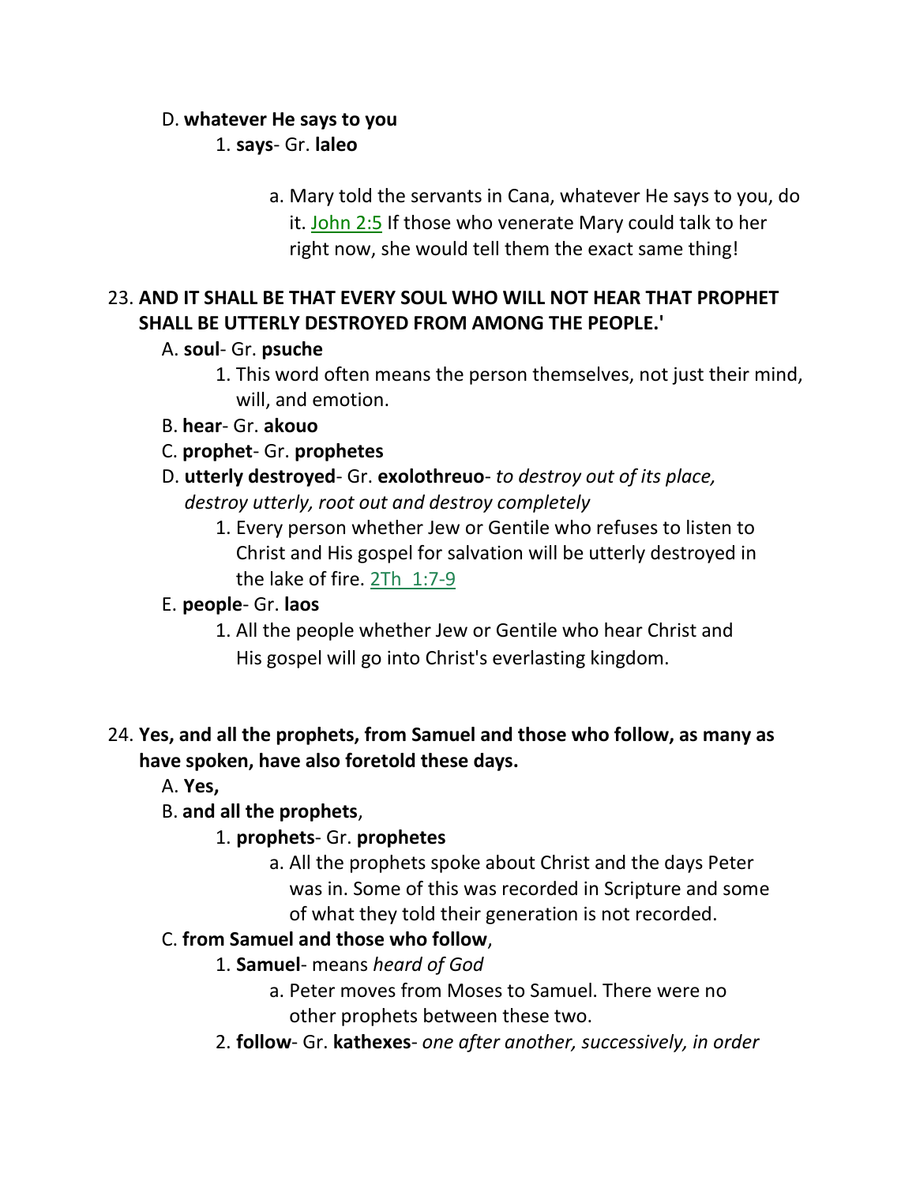D. **whatever He says to you**

1. **says**- Gr. **laleo**

a. Mary told the servants in Cana, whatever He says to you, do it. John 2:5 If those who venerate Mary could talk to her right now, she would tell them the exact same thing!

23. **AND IT SHALL BE THAT EVERY SOUL WHO WILL NOT HEAR THAT PROPHET SHALL BE UTTERLY DESTROYED FROM AMONG THE PEOPLE.'**

A. **soul**- Gr. **psuche**

1. This word often means the person themselves, not just their mind, will, and emotion.

B. **hear**- Gr. **akouo**

C. **prophet**- Gr. **prophetes**

D. **utterly destroyed**- Gr. **exolothreuo**- *to destroy out of its place, destroy utterly, root out and destroy completely*

1. Every person whether Jew or Gentile who refuses to listen to Christ and His gospel for salvation will be utterly destroyed in the lake of fire. 2Th 1:7-9

E. **people**- Gr. **laos**

1. All the people whether Jew or Gentile who hear Christ and His gospel will go into Christ's everlasting kingdom.

24. **Yes, and all the prophets, from Samuel and those who follow, as many as have spoken, have also foretold these days.**

A. **Yes,**

B. **and all the prophets**,

1. **prophets**- Gr. **prophetes**

a. All the prophets spoke about Christ and the days Peter was in. Some of this was recorded in Scripture and some of what they told their generation is not recorded.

C. **from Samuel and those who follow**,

1. **Samuel**- means *heard of God*

a. Peter moves from Moses to Samuel. There were no other prophets between these two.

2. **follow**- Gr. **kathexes**- *one after another, successively, in order*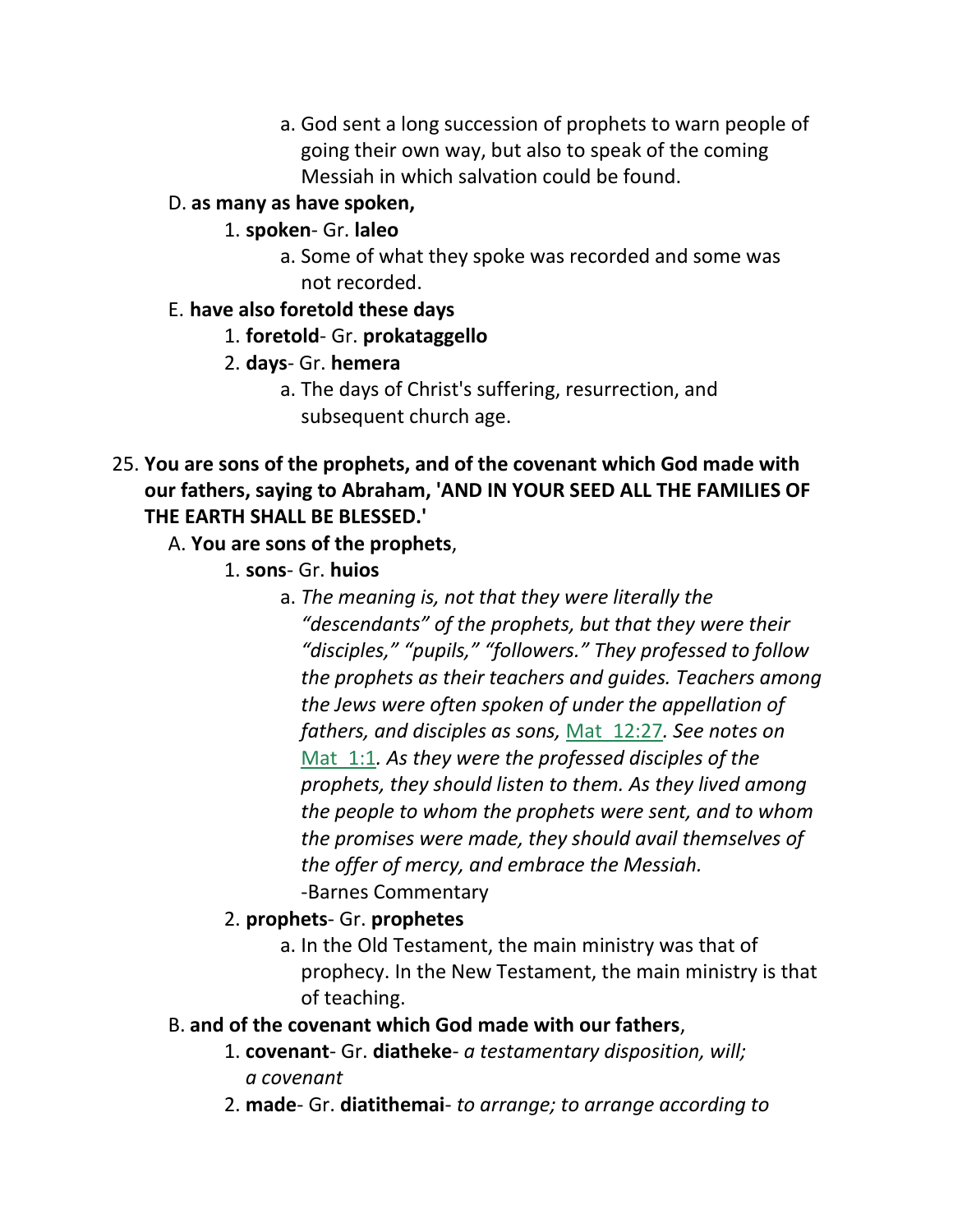a. God sent a long succession of prophets to warn people of going their own way, but also to speak of the coming Messiah in which salvation could be found.

D. **as many as have spoken,**

1. **spoken**- Gr. **laleo**

a. Some of what they spoke was recorded and some was not recorded.

E. **have also foretold these days**

1. **foretold**- Gr. **prokataggello**

2. **days**- Gr. **hemera**

a. The days of Christ's suffering, resurrection, and subsequent church age.

25. **You are sons of the prophets, and of the covenant which God made with our fathers, saying to Abraham, 'AND IN YOUR SEED ALL THE FAMILIES OF THE EARTH SHALL BE BLESSED.'**

A. **You are sons of the prophets**,

1. **sons**- Gr. **huios**

a. *The meaning is, not that they were literally the "descendants" of the prophets, but that they were their "disciples," "pupils," "followers." They professed to follow the prophets as their teachers and guides. Teachers among the Jews were often spoken of under the appellation of fathers, and disciples as sons,* Mat_12:27*. See notes on* Mat_1:1*. As they were the professed disciples of the prophets, they should listen to them. As they lived among the people to whom the prophets were sent, and to whom the promises were made, they should avail themselves of the offer of mercy, and embrace the Messiah.* -Barnes Commentary

2. **prophets**- Gr. **prophetes**

a. In the Old Testament, the main ministry was that of prophecy. In the New Testament, the main ministry is that of teaching.

B. **and of the covenant which God made with our fathers**,

1. **covenant**- Gr. **diatheke**- *a testamentary disposition, will; a covenant*

2. **made**- Gr. **diatithemai**- *to arrange; to arrange according to*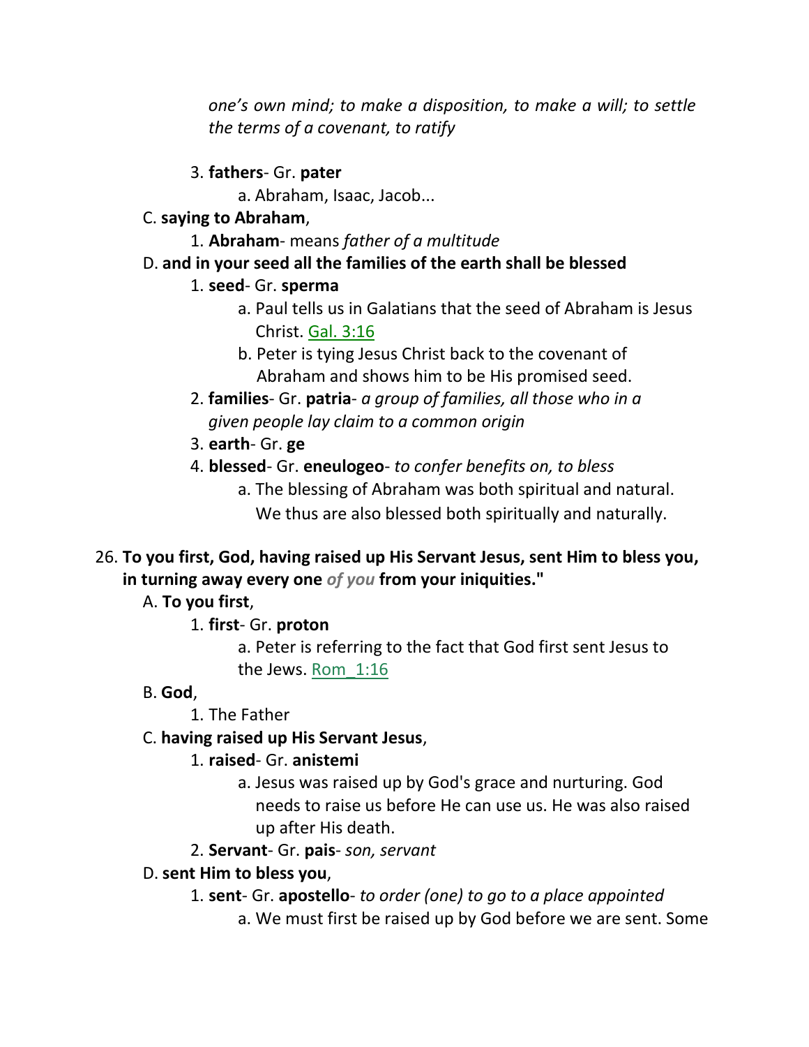*one's own mind; to make a disposition, to make a will; to settle the terms of a covenant, to ratify*

3. **fathers**- Gr. **pater**
    a. Abraham, Isaac, Jacob...

C. **saying to Abraham**,

1. **Abraham**- means *father of a multitude*

D. **and in your seed all the families of the earth shall be blessed**

1. **seed**- Gr. **sperma**
    a. Paul tells us in Galatians that the seed of Abraham is Jesus Christ. Gal. 3:16
    b. Peter is tying Jesus Christ back to the covenant of Abraham and shows him to be His promised seed.
2. **families**- Gr. **patria**- *a group of families, all those who in a given people lay claim to a common origin*
3. **earth**- Gr. **ge**
4. **blessed**- Gr. **eneulogeo**- *to confer benefits on, to bless*
    a. The blessing of Abraham was both spiritual and natural. We thus are also blessed both spiritually and naturally.

26. **To you first, God, having raised up His Servant Jesus, sent Him to bless you, in turning away every one** ***of you*** **from your iniquities."**

A. **To you first**,

1. **first**- Gr. **proton**
    a. Peter is referring to the fact that God first sent Jesus to the Jews. Rom_1:16

B. **God**,

1. The Father

C. **having raised up His Servant Jesus**,

1. **raised**- Gr. **anistemi**
    a. Jesus was raised up by God's grace and nurturing. God needs to raise us before He can use us. He was also raised up after His death.
2. **Servant**- Gr. **pais**- *son, servant*

D. **sent Him to bless you**,

1. **sent**- Gr. **apostello**- *to order (one) to go to a place appointed*
    a. We must first be raised up by God before we are sent. Some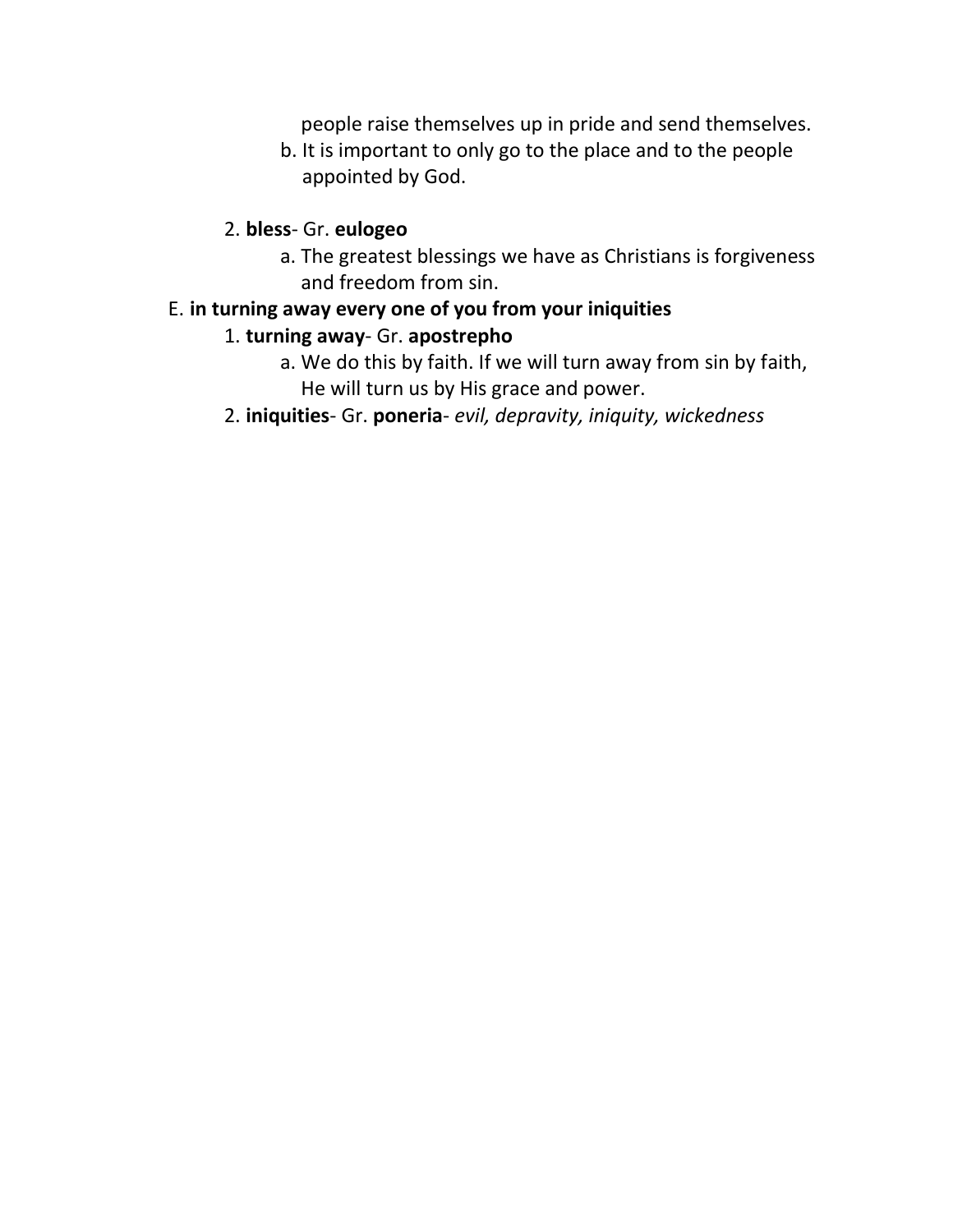people raise themselves up in pride and send themselves.

   b. It is important to only go to the place and to the people appointed by God.

2. **bless**- Gr. **eulogeo**
   a. The greatest blessings we have as Christians is forgiveness and freedom from sin.

E. **in turning away every one of you from your iniquities**

1. **turning away**- Gr. **apostrepho**
   a. We do this by faith. If we will turn away from sin by faith, He will turn us by His grace and power.
2. **iniquities**- Gr. **poneria**- *evil, depravity, iniquity, wickedness*